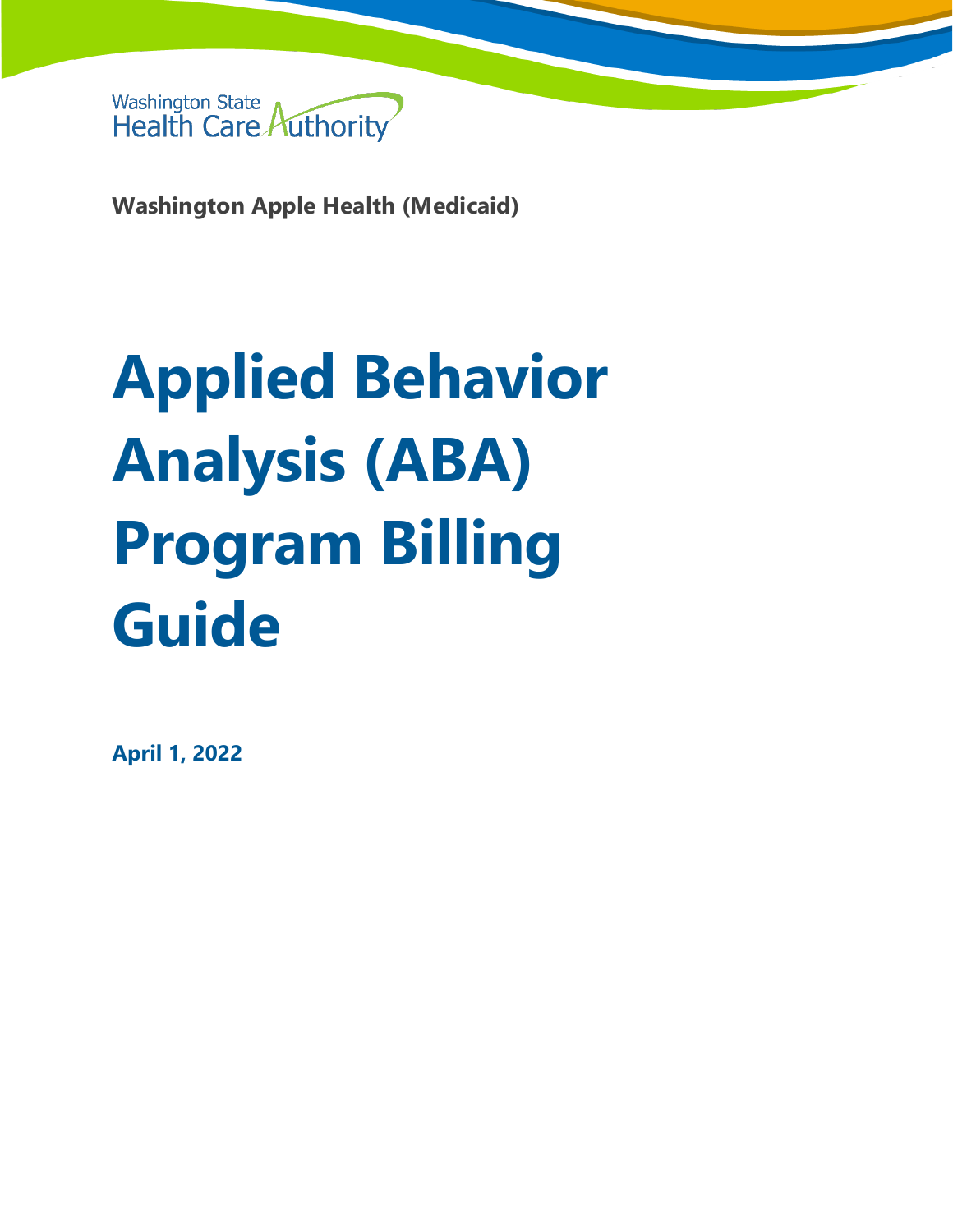Washington State Health Care Authority

**Washington Apple Health (Medicaid)**

# Applied Behavior Analysis (ABA) Program Billing Guide

**April 1, 2022**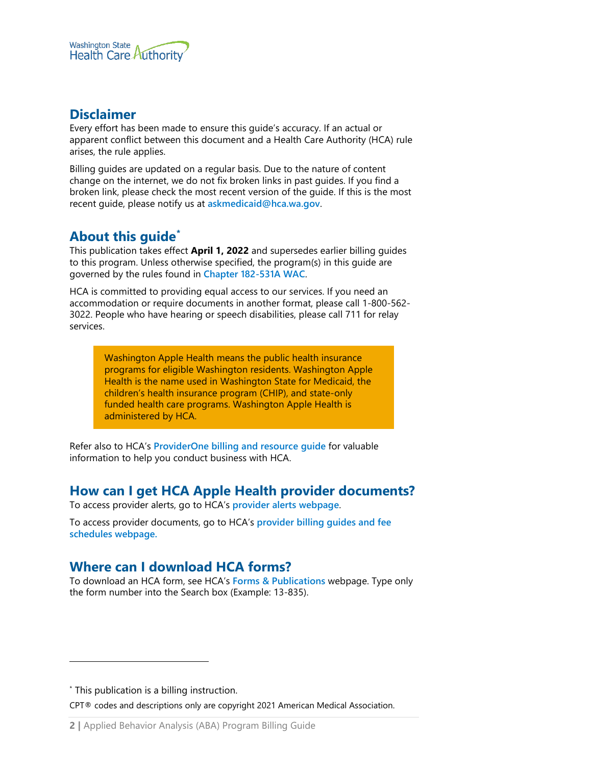## Disclaimer

Every effort has been made to ensure this guide's accuracy. If an actual or apparent conflict between this document and a Health Care Authority (HCA) rule arises, the rule applies.

Billing guides are updated on a regular basis. Due to the nature of content change on the internet, we do not fix broken links in past guides. If you find a broken link, please check the most recent version of the guide. If this is the most recent guide, please notify us at **askmedicaid@hca.wa.gov**.

## About this guide*

This publication takes effect **April 1, 2022** and supersedes earlier billing guides to this program. Unless otherwise specified, the program(s) in this guide are governed by the rules found in **Chapter 182-531A WAC**.

HCA is committed to providing equal access to our services. If you need an accommodation or require documents in another format, please call 1-800-562-3022. People who have hearing or speech disabilities, please call 711 for relay services.

> Washington Apple Health means the public health insurance programs for eligible Washington residents. Washington Apple Health is the name used in Washington State for Medicaid, the children's health insurance program (CHIP), and state-only funded health care programs. Washington Apple Health is administered by HCA.

Refer also to HCA's **ProviderOne billing and resource guide** for valuable information to help you conduct business with HCA.

## How can I get HCA Apple Health provider documents?

To access provider alerts, go to HCA's **provider alerts webpage**.

To access provider documents, go to HCA's **provider billing guides and fee schedules webpage.**

## Where can I download HCA forms?

To download an HCA form, see HCA's **Forms & Publications** webpage. Type only the form number into the Search box (Example: 13-835).

---

* This publication is a billing instruction.

CPT® codes and descriptions only are copyright 2021 American Medical Association.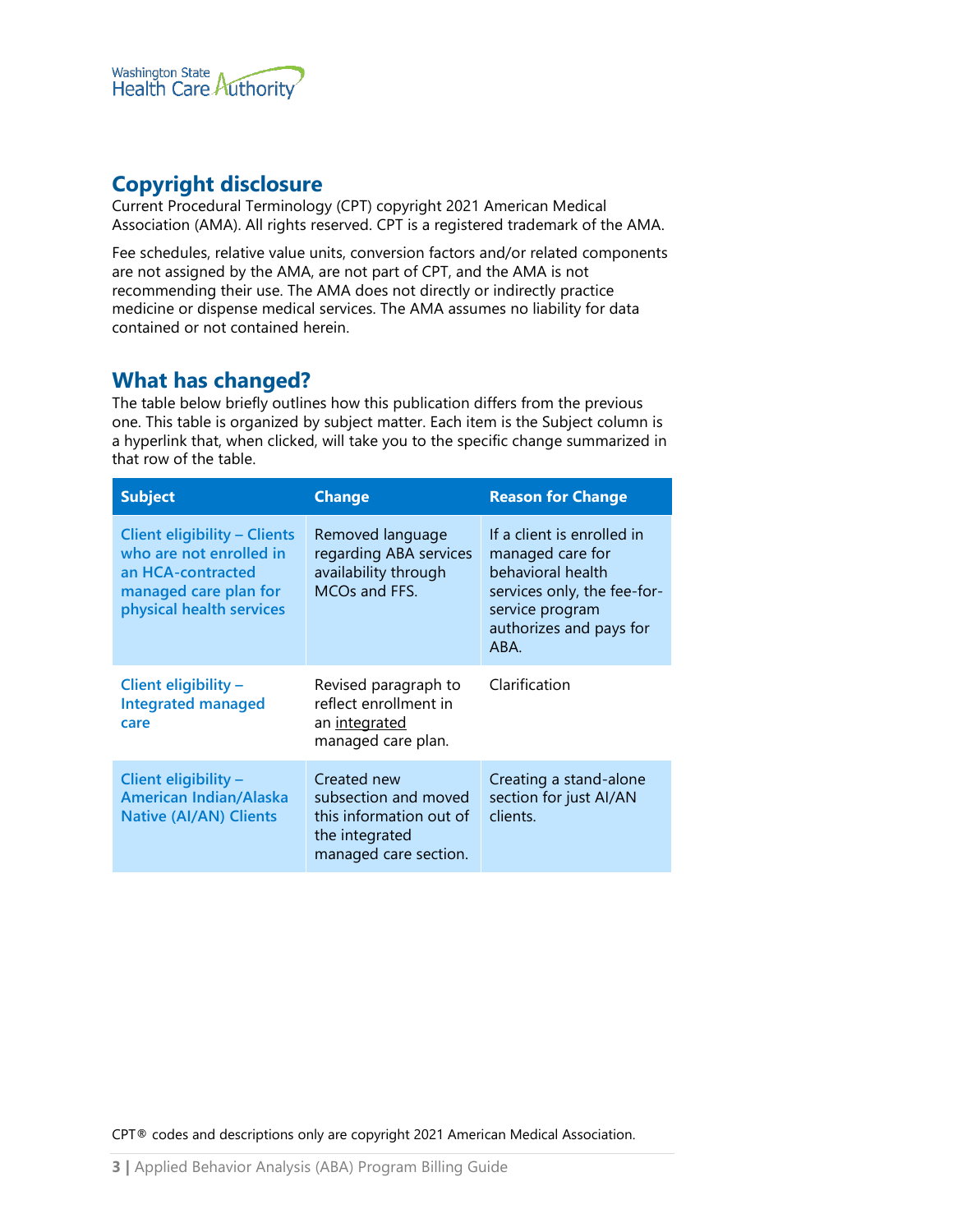## Copyright disclosure

Current Procedural Terminology (CPT) copyright 2021 American Medical Association (AMA). All rights reserved. CPT is a registered trademark of the AMA.

Fee schedules, relative value units, conversion factors and/or related components are not assigned by the AMA, are not part of CPT, and the AMA is not recommending their use. The AMA does not directly or indirectly practice medicine or dispense medical services. The AMA assumes no liability for data contained or not contained herein.

## What has changed?

The table below briefly outlines how this publication differs from the previous one. This table is organized by subject matter. Each item is the Subject column is a hyperlink that, when clicked, will take you to the specific change summarized in that row of the table.

| Subject | Change | Reason for Change |
|---|---|---|
| Client eligibility – Clients who are not enrolled in an HCA-contracted managed care plan for physical health services | Removed language regarding ABA services availability through MCOs and FFS. | If a client is enrolled in managed care for behavioral health services only, the fee-for-service program authorizes and pays for ABA. |
| Client eligibility – Integrated managed care | Revised paragraph to reflect enrollment in an integrated managed care plan. | Clarification |
| Client eligibility – American Indian/Alaska Native (AI/AN) Clients | Created new subsection and moved this information out of the integrated managed care section. | Creating a stand-alone section for just AI/AN clients. |

CPT® codes and descriptions only are copyright 2021 American Medical Association.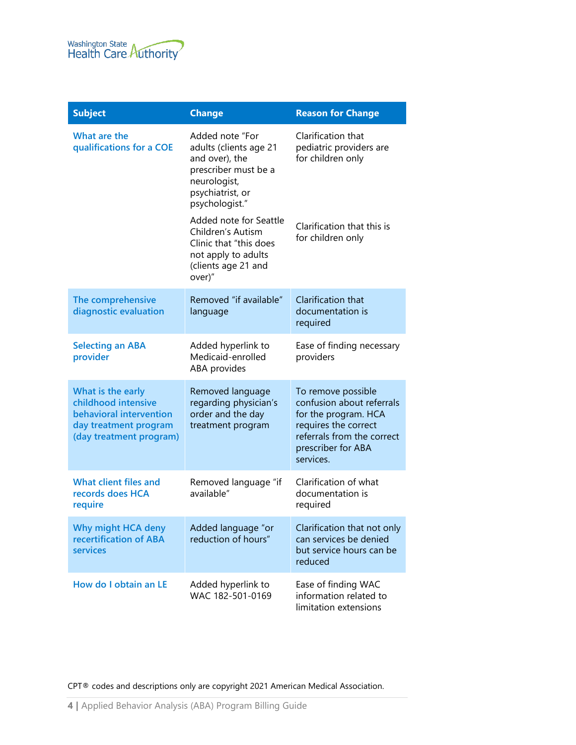| Subject | Change | Reason for Change |
| --- | --- | --- |
| What are the qualifications for a COE | Added note "For adults (clients age 21 and over), the prescriber must be a neurologist, psychiatrist, or psychologist." | Clarification that pediatric providers are for children only |
| | Added note for Seattle Children's Autism Clinic that "this does not apply to adults (clients age 21 and over)" | Clarification that this is for children only |
| The comprehensive diagnostic evaluation | Removed "if available" language | Clarification that documentation is required |
| Selecting an ABA provider | Added hyperlink to Medicaid-enrolled ABA provides | Ease of finding necessary providers |
| What is the early childhood intensive behavioral intervention day treatment program (day treatment program) | Removed language regarding physician's order and the day treatment program | To remove possible confusion about referrals for the program. HCA requires the correct referrals from the correct prescriber for ABA services. |
| What client files and records does HCA require | Removed language "if available" | Clarification of what documentation is required |
| Why might HCA deny recertification of ABA services | Added language "or reduction of hours" | Clarification that not only can services be denied but service hours can be reduced |
| How do I obtain an LE | Added hyperlink to WAC 182-501-0169 | Ease of finding WAC information related to limitation extensions |

CPT® codes and descriptions only are copyright 2021 American Medical Association.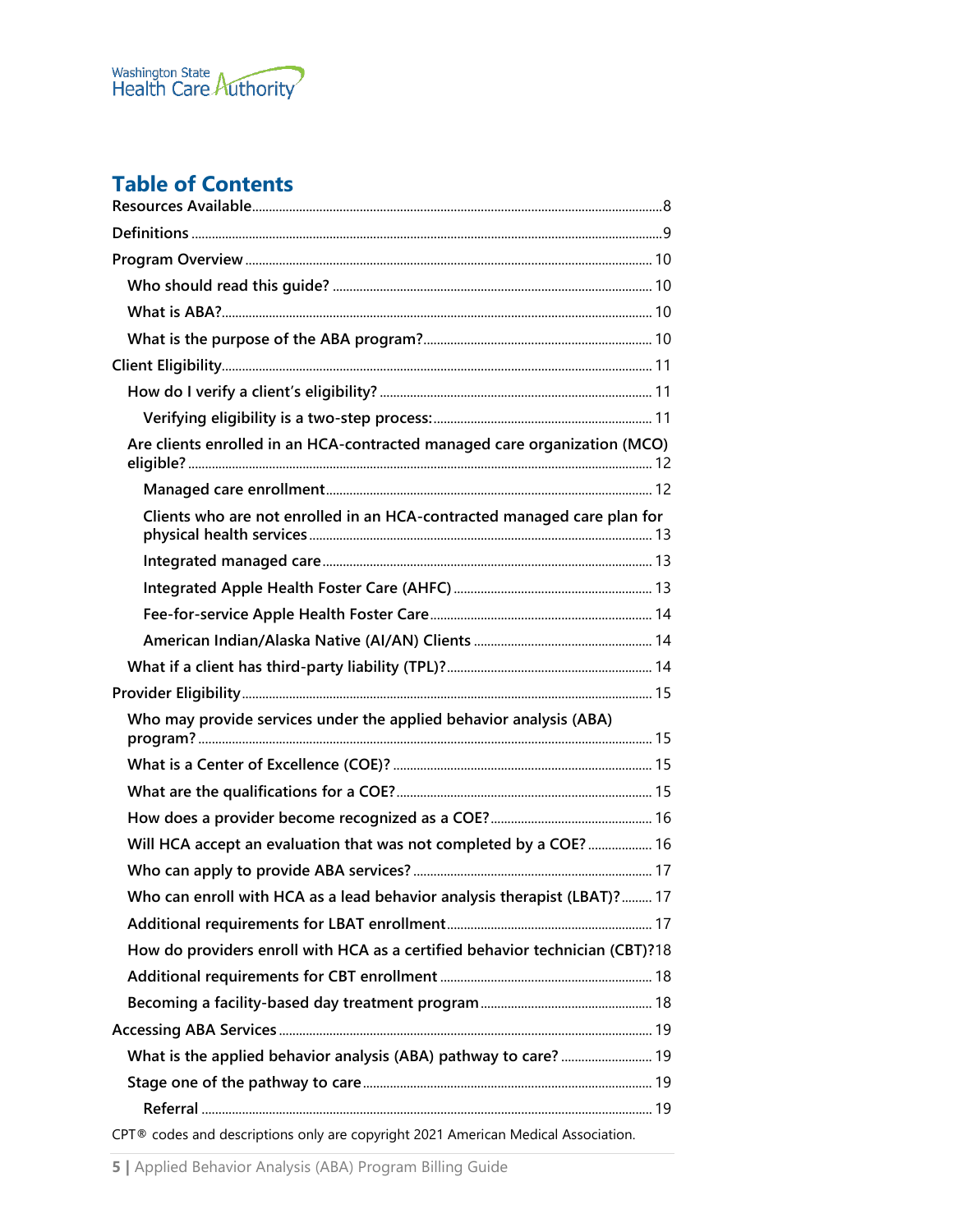## Table of Contents

- Resources Available....8
- Definitions....9
- Program Overview....10
  - Who should read this guide?....10
  - What is ABA?....10
  - What is the purpose of the ABA program?....10
- Client Eligibility....11
  - How do I verify a client's eligibility?....11
    - Verifying eligibility is a two-step process:....11
  - Are clients enrolled in an HCA-contracted managed care organization (MCO) eligible?....12
    - Managed care enrollment....12
    - Clients who are not enrolled in an HCA-contracted managed care plan for physical health services....13
    - Integrated managed care....13
    - Integrated Apple Health Foster Care (AHFC)....13
    - Fee-for-service Apple Health Foster Care....14
    - American Indian/Alaska Native (AI/AN) Clients....14
  - What if a client has third-party liability (TPL)?....14
- Provider Eligibility....15
  - Who may provide services under the applied behavior analysis (ABA) program?....15
  - What is a Center of Excellence (COE)?....15
  - What are the qualifications for a COE?....15
  - How does a provider become recognized as a COE?....16
  - Will HCA accept an evaluation that was not completed by a COE?....16
  - Who can apply to provide ABA services?....17
  - Who can enroll with HCA as a lead behavior analysis therapist (LBAT)?....17
  - Additional requirements for LBAT enrollment....17
  - How do providers enroll with HCA as a certified behavior technician (CBT)?....18
  - Additional requirements for CBT enrollment....18
  - Becoming a facility-based day treatment program....18
- Accessing ABA Services....19
  - What is the applied behavior analysis (ABA) pathway to care?....19
  - Stage one of the pathway to care....19
    - Referral....19

CPT® codes and descriptions only are copyright 2021 American Medical Association.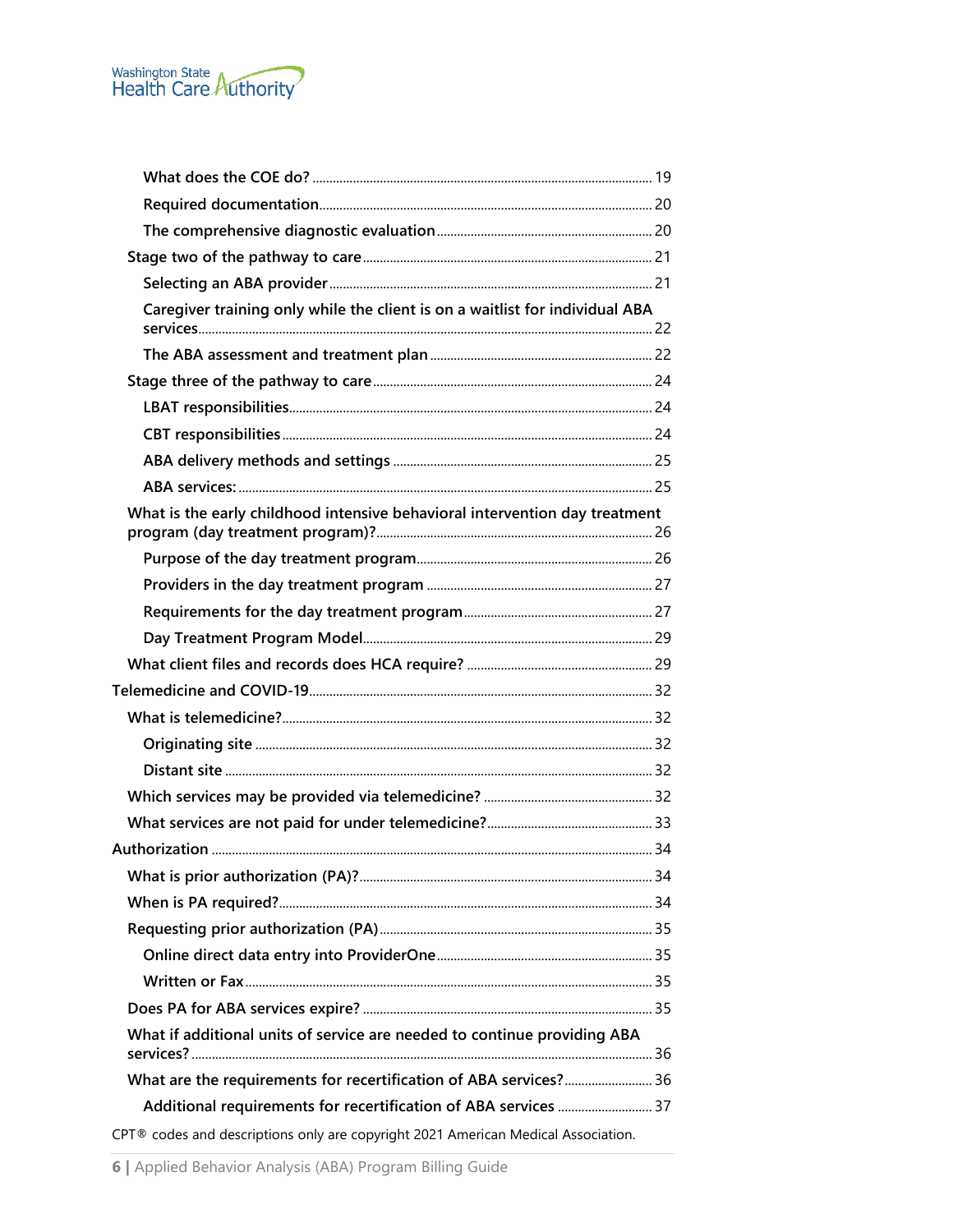- What does the COE do? ..... 19
- Required documentation ..... 20
- The comprehensive diagnostic evaluation ..... 20
- Stage two of the pathway to care ..... 21
  - Selecting an ABA provider ..... 21
  - Caregiver training only while the client is on a waitlist for individual ABA services ..... 22
  - The ABA assessment and treatment plan ..... 22
- Stage three of the pathway to care ..... 24
  - LBAT responsibilities ..... 24
  - CBT responsibilities ..... 24
  - ABA delivery methods and settings ..... 25
  - ABA services: ..... 25
- What is the early childhood intensive behavioral intervention day treatment program (day treatment program)? ..... 26
  - Purpose of the day treatment program ..... 26
  - Providers in the day treatment program ..... 27
  - Requirements for the day treatment program ..... 27
  - Day Treatment Program Model ..... 29
- What client files and records does HCA require? ..... 29

Telemedicine and COVID-19 ..... 32

- What is telemedicine? ..... 32
  - Originating site ..... 32
  - Distant site ..... 32
- Which services may be provided via telemedicine? ..... 32
- What services are not paid for under telemedicine? ..... 33

Authorization ..... 34

- What is prior authorization (PA)? ..... 34
- When is PA required? ..... 34
- Requesting prior authorization (PA) ..... 35
  - Online direct data entry into ProviderOne ..... 35
  - Written or Fax ..... 35
- Does PA for ABA services expire? ..... 35
- What if additional units of service are needed to continue providing ABA services? ..... 36
- What are the requirements for recertification of ABA services? ..... 36
  - Additional requirements for recertification of ABA services ..... 37

CPT® codes and descriptions only are copyright 2021 American Medical Association.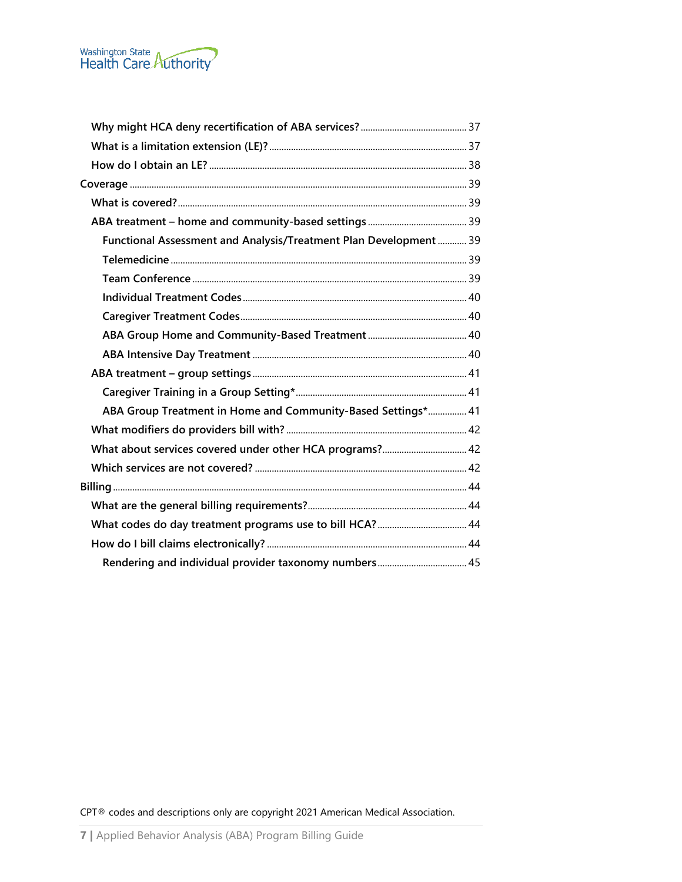- Why might HCA deny recertification of ABA services? ............ 37
- What is a limitation extension (LE)? ............ 37
- How do I obtain an LE? ............ 38

Coverage ............ 39

- What is covered? ............ 39
- ABA treatment – home and community-based settings ............ 39
  - Functional Assessment and Analysis/Treatment Plan Development ............ 39
  - Telemedicine ............ 39
  - Team Conference ............ 39
  - Individual Treatment Codes ............ 40
  - Caregiver Treatment Codes ............ 40
  - ABA Group Home and Community-Based Treatment ............ 40
  - ABA Intensive Day Treatment ............ 40
- ABA treatment – group settings ............ 41
  - Caregiver Training in a Group Setting* ............ 41
  - ABA Group Treatment in Home and Community-Based Settings* ............ 41
- What modifiers do providers bill with? ............ 42
- What about services covered under other HCA programs? ............ 42
- Which services are not covered? ............ 42

Billing ............ 44

- What are the general billing requirements? ............ 44
- What codes do day treatment programs use to bill HCA? ............ 44
- How do I bill claims electronically? ............ 44
  - Rendering and individual provider taxonomy numbers ............ 45

CPT® codes and descriptions only are copyright 2021 American Medical Association.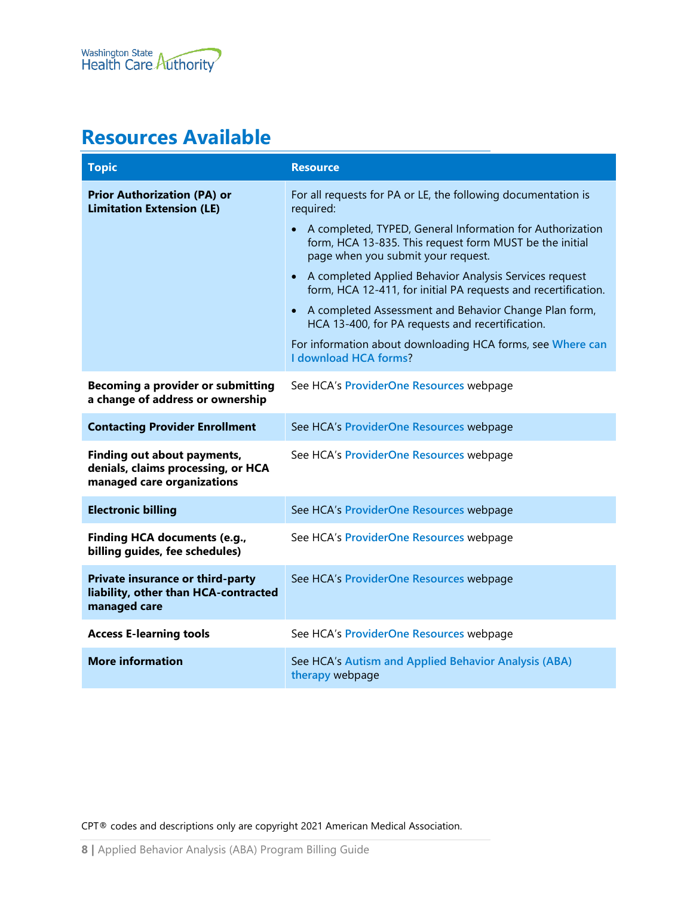## Resources Available

| Topic | Resource |
|---|---|
| **Prior Authorization (PA) or Limitation Extension (LE)** | For all requests for PA or LE, the following documentation is required:<br>• A completed, TYPED, General Information for Authorization form, HCA 13-835. This request form MUST be the initial page when you submit your request.<br>• A completed Applied Behavior Analysis Services request form, HCA 12-411, for initial PA requests and recertification.<br>• A completed Assessment and Behavior Change Plan form, HCA 13-400, for PA requests and recertification.<br>For information about downloading HCA forms, see Where can I download HCA forms? |
| **Becoming a provider or submitting a change of address or ownership** | See HCA's ProviderOne Resources webpage |
| **Contacting Provider Enrollment** | See HCA's ProviderOne Resources webpage |
| **Finding out about payments, denials, claims processing, or HCA managed care organizations** | See HCA's ProviderOne Resources webpage |
| **Electronic billing** | See HCA's ProviderOne Resources webpage |
| **Finding HCA documents (e.g., billing guides, fee schedules)** | See HCA's ProviderOne Resources webpage |
| **Private insurance or third-party liability, other than HCA-contracted managed care** | See HCA's ProviderOne Resources webpage |
| **Access E-learning tools** | See HCA's ProviderOne Resources webpage |
| **More information** | See HCA's Autism and Applied Behavior Analysis (ABA) therapy webpage |

CPT® codes and descriptions only are copyright 2021 American Medical Association.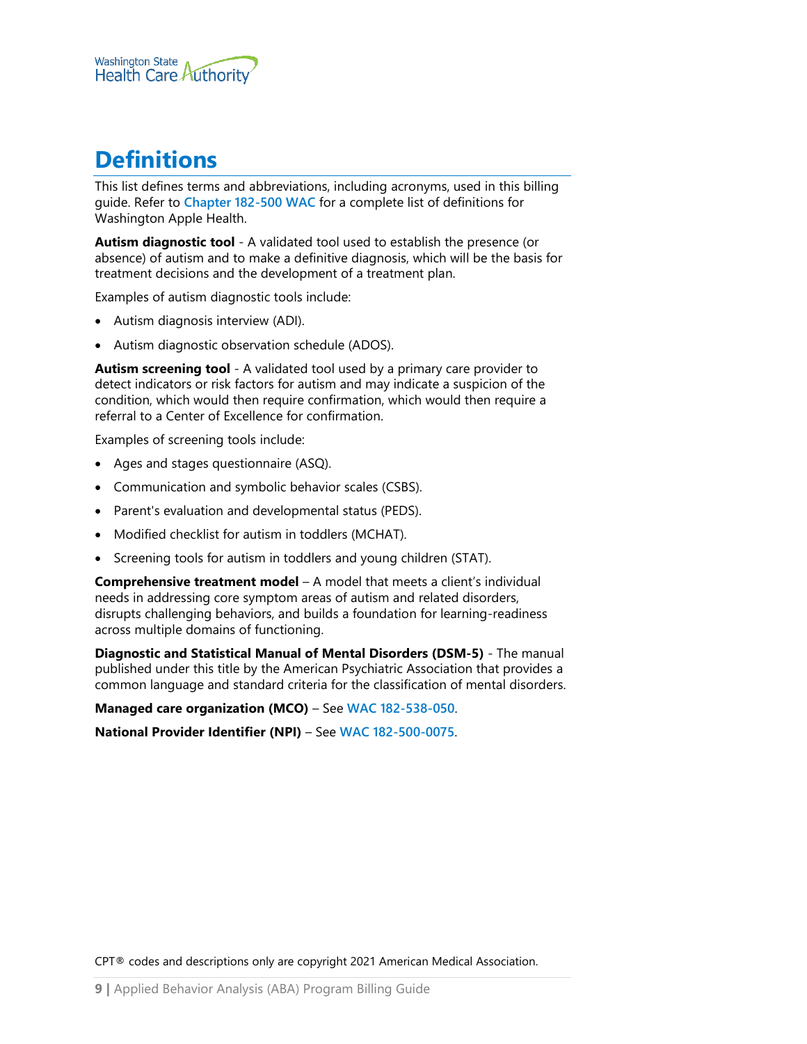# Definitions

This list defines terms and abbreviations, including acronyms, used in this billing guide. Refer to **Chapter 182-500 WAC** for a complete list of definitions for Washington Apple Health.

**Autism diagnostic tool** - A validated tool used to establish the presence (or absence) of autism and to make a definitive diagnosis, which will be the basis for treatment decisions and the development of a treatment plan.

Examples of autism diagnostic tools include:

- Autism diagnosis interview (ADI).
- Autism diagnostic observation schedule (ADOS).

**Autism screening tool** - A validated tool used by a primary care provider to detect indicators or risk factors for autism and may indicate a suspicion of the condition, which would then require confirmation, which would then require a referral to a Center of Excellence for confirmation.

Examples of screening tools include:

- Ages and stages questionnaire (ASQ).
- Communication and symbolic behavior scales (CSBS).
- Parent's evaluation and developmental status (PEDS).
- Modified checklist for autism in toddlers (MCHAT).
- Screening tools for autism in toddlers and young children (STAT).

**Comprehensive treatment model** – A model that meets a client's individual needs in addressing core symptom areas of autism and related disorders, disrupts challenging behaviors, and builds a foundation for learning-readiness across multiple domains of functioning.

**Diagnostic and Statistical Manual of Mental Disorders (DSM-5)** - The manual published under this title by the American Psychiatric Association that provides a common language and standard criteria for the classification of mental disorders.

**Managed care organization (MCO)** – See **WAC 182-538-050**.

**National Provider Identifier (NPI)** – See **WAC 182-500-0075**.

CPT® codes and descriptions only are copyright 2021 American Medical Association.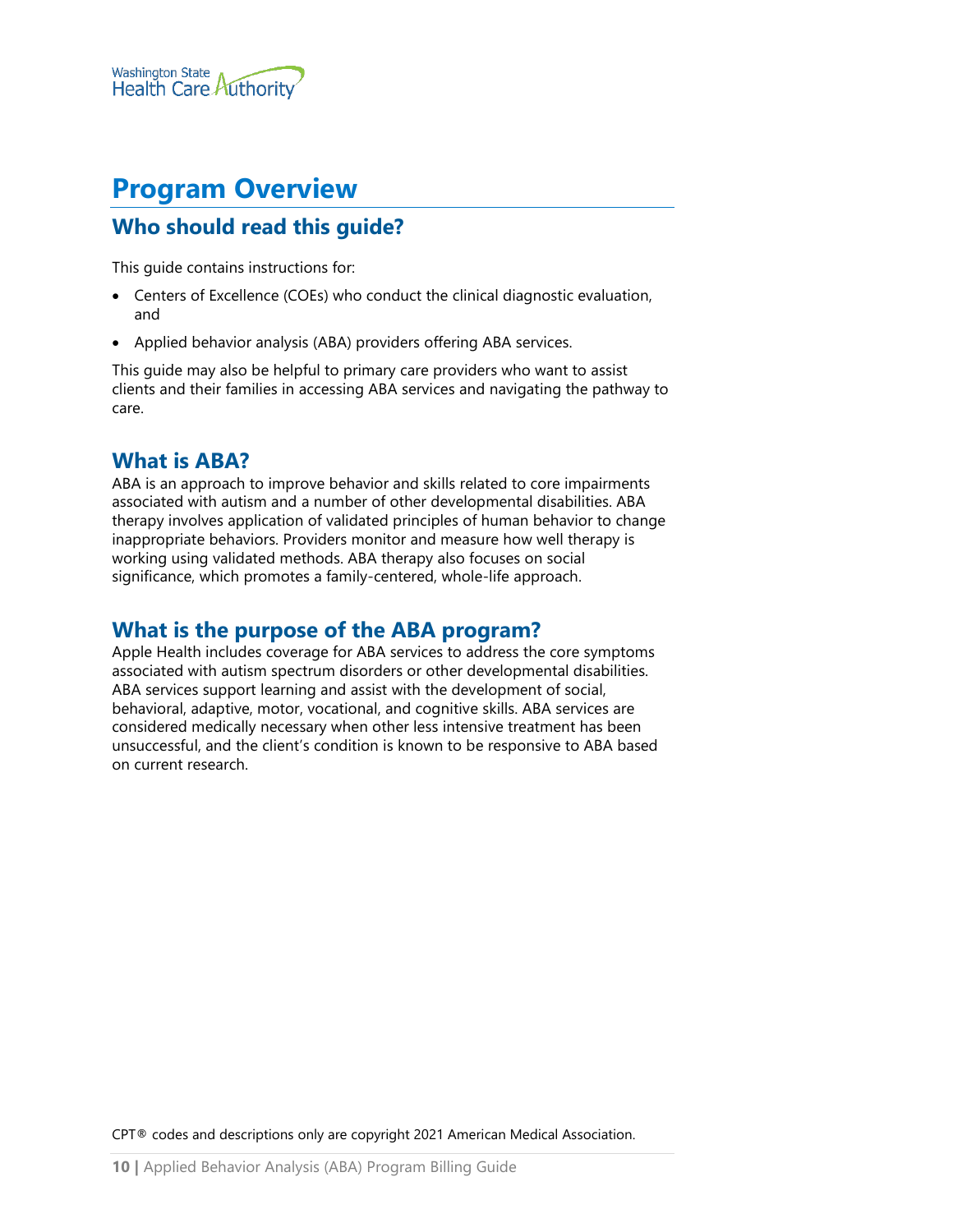# Program Overview

## Who should read this guide?

This guide contains instructions for:

- Centers of Excellence (COEs) who conduct the clinical diagnostic evaluation, and
- Applied behavior analysis (ABA) providers offering ABA services.

This guide may also be helpful to primary care providers who want to assist clients and their families in accessing ABA services and navigating the pathway to care.

## What is ABA?

ABA is an approach to improve behavior and skills related to core impairments associated with autism and a number of other developmental disabilities. ABA therapy involves application of validated principles of human behavior to change inappropriate behaviors. Providers monitor and measure how well therapy is working using validated methods. ABA therapy also focuses on social significance, which promotes a family-centered, whole-life approach.

## What is the purpose of the ABA program?

Apple Health includes coverage for ABA services to address the core symptoms associated with autism spectrum disorders or other developmental disabilities. ABA services support learning and assist with the development of social, behavioral, adaptive, motor, vocational, and cognitive skills. ABA services are considered medically necessary when other less intensive treatment has been unsuccessful, and the client's condition is known to be responsive to ABA based on current research.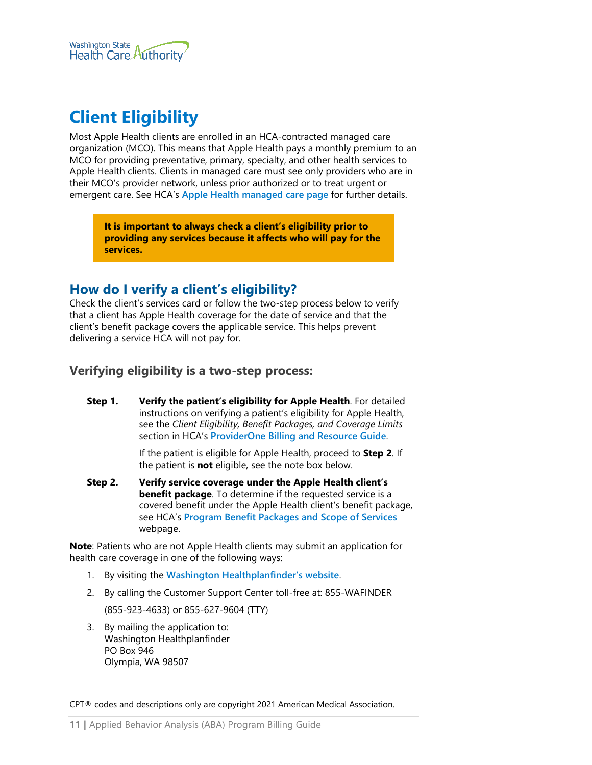# Client Eligibility

Most Apple Health clients are enrolled in an HCA-contracted managed care organization (MCO). This means that Apple Health pays a monthly premium to an MCO for providing preventative, primary, specialty, and other health services to Apple Health clients. Clients in managed care must see only providers who are in their MCO's provider network, unless prior authorized or to treat urgent or emergent care. See HCA's **Apple Health managed care page** for further details.

> **It is important to always check a client's eligibility prior to providing any services because it affects who will pay for the services.**

## How do I verify a client's eligibility?

Check the client's services card or follow the two-step process below to verify that a client has Apple Health coverage for the date of service and that the client's benefit package covers the applicable service. This helps prevent delivering a service HCA will not pay for.

### Verifying eligibility is a two-step process:

**Step 1.** **Verify the patient's eligibility for Apple Health**. For detailed instructions on verifying a patient's eligibility for Apple Health, see the *Client Eligibility, Benefit Packages, and Coverage Limits* section in HCA's **ProviderOne Billing and Resource Guide**.

If the patient is eligible for Apple Health, proceed to **Step 2**. If the patient is **not** eligible, see the note box below.

**Step 2.** **Verify service coverage under the Apple Health client's benefit package**. To determine if the requested service is a covered benefit under the Apple Health client's benefit package, see HCA's **Program Benefit Packages and Scope of Services** webpage.

**Note**: Patients who are not Apple Health clients may submit an application for health care coverage in one of the following ways:

1. By visiting the **Washington Healthplanfinder's website**.
2. By calling the Customer Support Center toll-free at: 855-WAFINDER (855-923-4633) or 855-627-9604 (TTY)
3. By mailing the application to:
   Washington Healthplanfinder
   PO Box 946
   Olympia, WA 98507

CPT® codes and descriptions only are copyright 2021 American Medical Association.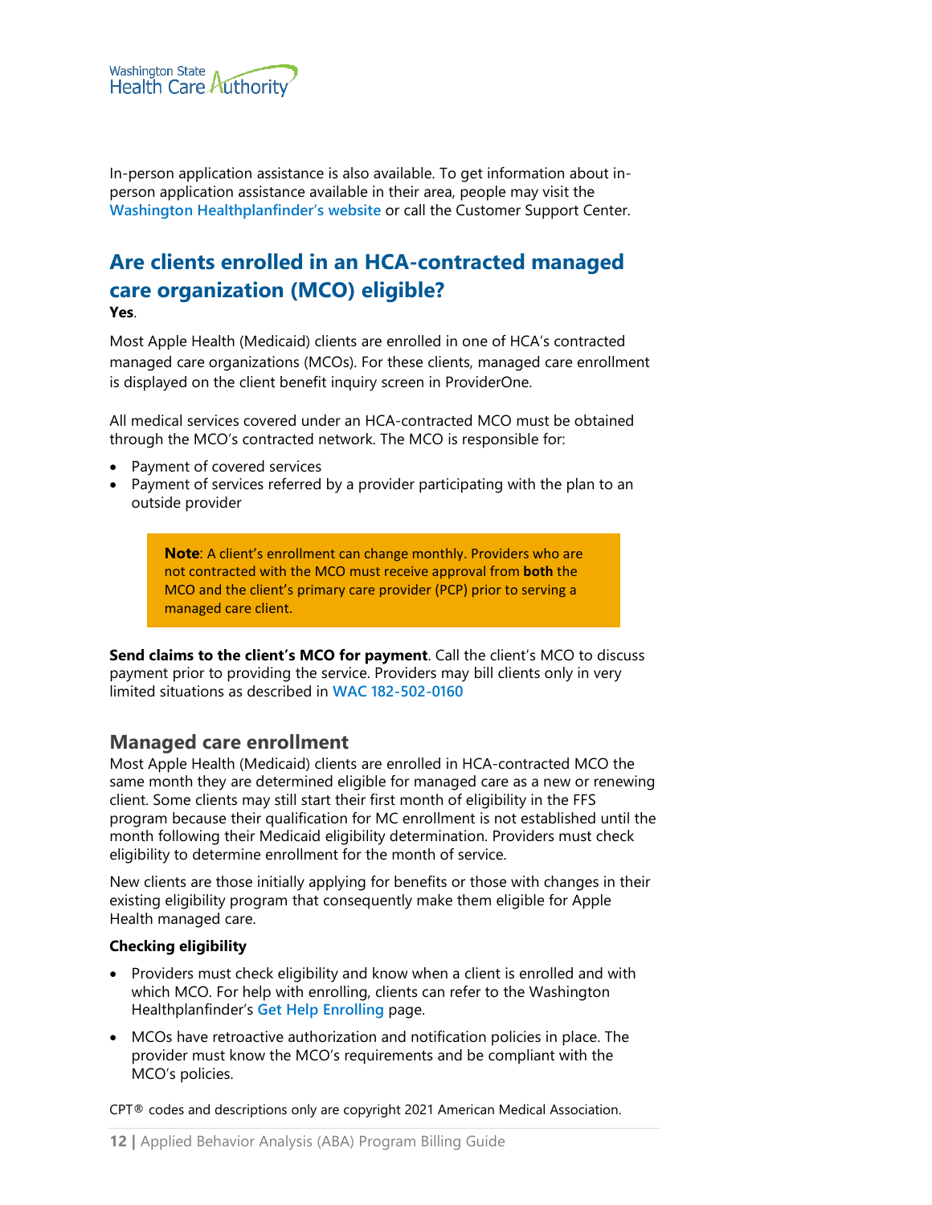In-person application assistance is also available. To get information about in-person application assistance available in their area, people may visit the **Washington Healthplanfinder's website** or call the Customer Support Center.

## Are clients enrolled in an HCA-contracted managed care organization (MCO) eligible?

**Yes**.

Most Apple Health (Medicaid) clients are enrolled in one of HCA's contracted managed care organizations (MCOs). For these clients, managed care enrollment is displayed on the client benefit inquiry screen in ProviderOne.

All medical services covered under an HCA-contracted MCO must be obtained through the MCO's contracted network. The MCO is responsible for:

- Payment of covered services
- Payment of services referred by a provider participating with the plan to an outside provider

> **Note**: A client's enrollment can change monthly. Providers who are not contracted with the MCO must receive approval from **both** the MCO and the client's primary care provider (PCP) prior to serving a managed care client.

**Send claims to the client's MCO for payment**. Call the client's MCO to discuss payment prior to providing the service. Providers may bill clients only in very limited situations as described in **WAC 182-502-0160**

### Managed care enrollment

Most Apple Health (Medicaid) clients are enrolled in HCA-contracted MCO the same month they are determined eligible for managed care as a new or renewing client. Some clients may still start their first month of eligibility in the FFS program because their qualification for MC enrollment is not established until the month following their Medicaid eligibility determination. Providers must check eligibility to determine enrollment for the month of service.

New clients are those initially applying for benefits or those with changes in their existing eligibility program that consequently make them eligible for Apple Health managed care.

**Checking eligibility**

- Providers must check eligibility and know when a client is enrolled and with which MCO. For help with enrolling, clients can refer to the Washington Healthplanfinder's **Get Help Enrolling** page.
- MCOs have retroactive authorization and notification policies in place. The provider must know the MCO's requirements and be compliant with the MCO's policies.

CPT® codes and descriptions only are copyright 2021 American Medical Association.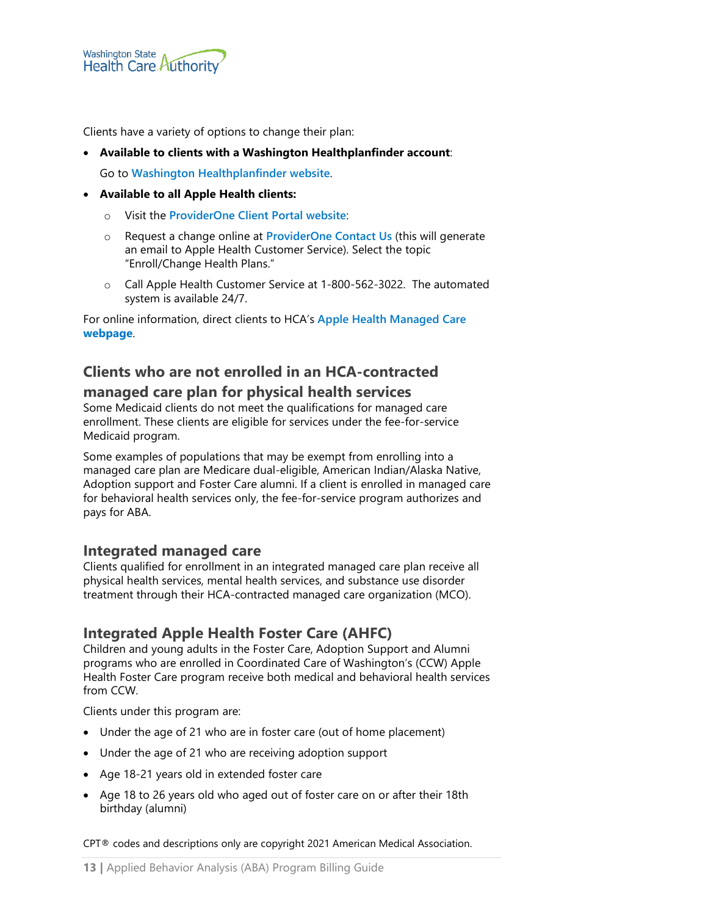Clients have a variety of options to change their plan:

- **Available to clients with a Washington Healthplanfinder account**:

  Go to **Washington Healthplanfinder website**.

- **Available to all Apple Health clients:**
  - Visit the **ProviderOne Client Portal website**:
  - Request a change online at **ProviderOne Contact Us** (this will generate an email to Apple Health Customer Service). Select the topic "Enroll/Change Health Plans."
  - Call Apple Health Customer Service at 1-800-562-3022. The automated system is available 24/7.

For online information, direct clients to HCA's **Apple Health Managed Care webpage**.

## Clients who are not enrolled in an HCA-contracted managed care plan for physical health services

Some Medicaid clients do not meet the qualifications for managed care enrollment. These clients are eligible for services under the fee-for-service Medicaid program.

Some examples of populations that may be exempt from enrolling into a managed care plan are Medicare dual-eligible, American Indian/Alaska Native, Adoption support and Foster Care alumni. If a client is enrolled in managed care for behavioral health services only, the fee-for-service program authorizes and pays for ABA.

### Integrated managed care

Clients qualified for enrollment in an integrated managed care plan receive all physical health services, mental health services, and substance use disorder treatment through their HCA-contracted managed care organization (MCO).

### Integrated Apple Health Foster Care (AHFC)

Children and young adults in the Foster Care, Adoption Support and Alumni programs who are enrolled in Coordinated Care of Washington's (CCW) Apple Health Foster Care program receive both medical and behavioral health services from CCW.

Clients under this program are:

- Under the age of 21 who are in foster care (out of home placement)
- Under the age of 21 who are receiving adoption support
- Age 18-21 years old in extended foster care
- Age 18 to 26 years old who aged out of foster care on or after their 18th birthday (alumni)

CPT® codes and descriptions only are copyright 2021 American Medical Association.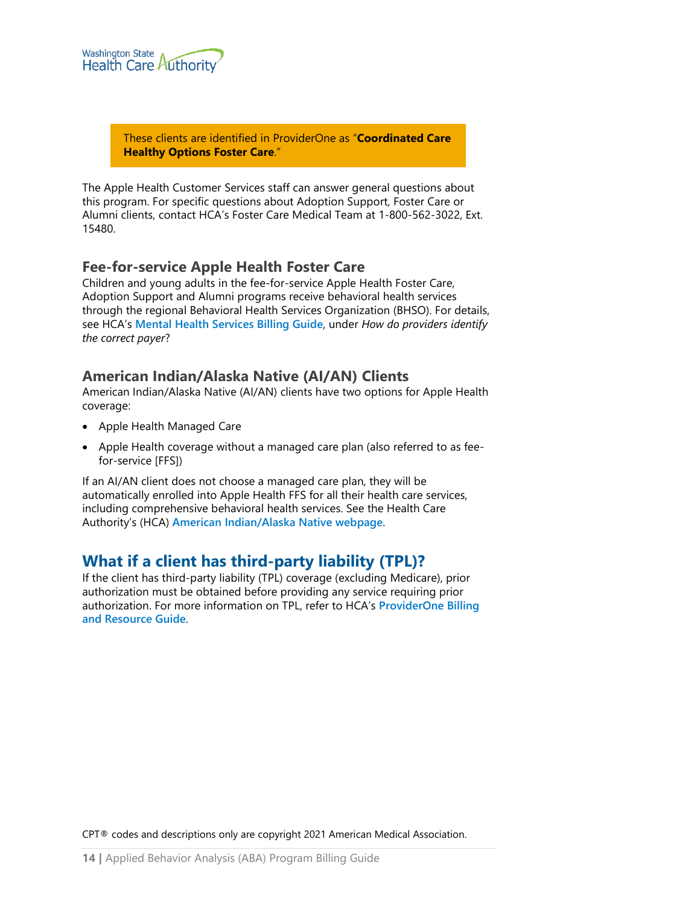> These clients are identified in ProviderOne as "**Coordinated Care Healthy Options Foster Care**."

The Apple Health Customer Services staff can answer general questions about this program. For specific questions about Adoption Support, Foster Care or Alumni clients, contact HCA's Foster Care Medical Team at 1-800-562-3022, Ext. 15480.

### Fee-for-service Apple Health Foster Care

Children and young adults in the fee-for-service Apple Health Foster Care, Adoption Support and Alumni programs receive behavioral health services through the regional Behavioral Health Services Organization (BHSO). For details, see HCA's **Mental Health Services Billing Guide**, under *How do providers identify the correct payer*?

### American Indian/Alaska Native (AI/AN) Clients

American Indian/Alaska Native (AI/AN) clients have two options for Apple Health coverage:

- Apple Health Managed Care
- Apple Health coverage without a managed care plan (also referred to as fee-for-service [FFS])

If an AI/AN client does not choose a managed care plan, they will be automatically enrolled into Apple Health FFS for all their health care services, including comprehensive behavioral health services. See the Health Care Authority's (HCA) **American Indian/Alaska Native webpage**.

## What if a client has third-party liability (TPL)?

If the client has third-party liability (TPL) coverage (excluding Medicare), prior authorization must be obtained before providing any service requiring prior authorization. For more information on TPL, refer to HCA's **ProviderOne Billing and Resource Guide**.

CPT® codes and descriptions only are copyright 2021 American Medical Association.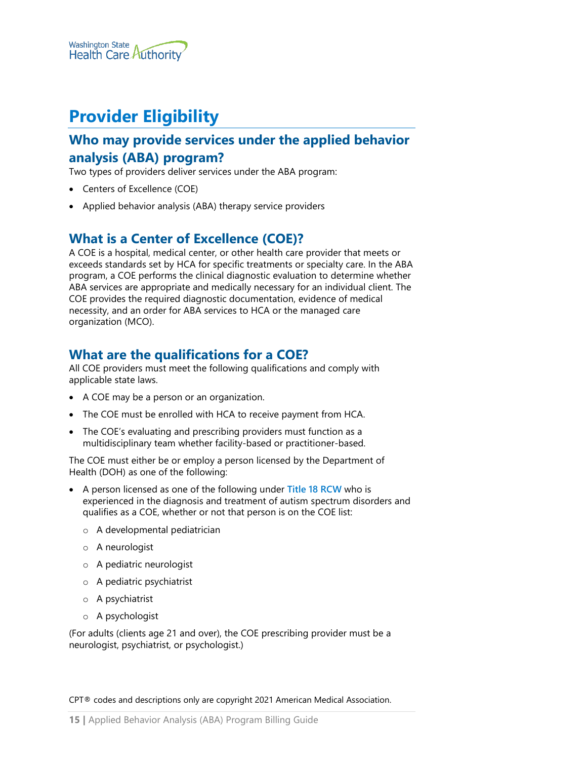# Provider Eligibility

## Who may provide services under the applied behavior analysis (ABA) program?

Two types of providers deliver services under the ABA program:

- Centers of Excellence (COE)
- Applied behavior analysis (ABA) therapy service providers

## What is a Center of Excellence (COE)?

A COE is a hospital, medical center, or other health care provider that meets or exceeds standards set by HCA for specific treatments or specialty care. In the ABA program, a COE performs the clinical diagnostic evaluation to determine whether ABA services are appropriate and medically necessary for an individual client. The COE provides the required diagnostic documentation, evidence of medical necessity, and an order for ABA services to HCA or the managed care organization (MCO).

## What are the qualifications for a COE?

All COE providers must meet the following qualifications and comply with applicable state laws.

- A COE may be a person or an organization.
- The COE must be enrolled with HCA to receive payment from HCA.
- The COE's evaluating and prescribing providers must function as a multidisciplinary team whether facility-based or practitioner-based.

The COE must either be or employ a person licensed by the Department of Health (DOH) as one of the following:

- A person licensed as one of the following under Title 18 RCW who is experienced in the diagnosis and treatment of autism spectrum disorders and qualifies as a COE, whether or not that person is on the COE list:
  - A developmental pediatrician
  - A neurologist
  - A pediatric neurologist
  - A pediatric psychiatrist
  - A psychiatrist
  - A psychologist

(For adults (clients age 21 and over), the COE prescribing provider must be a neurologist, psychiatrist, or psychologist.)

CPT® codes and descriptions only are copyright 2021 American Medical Association.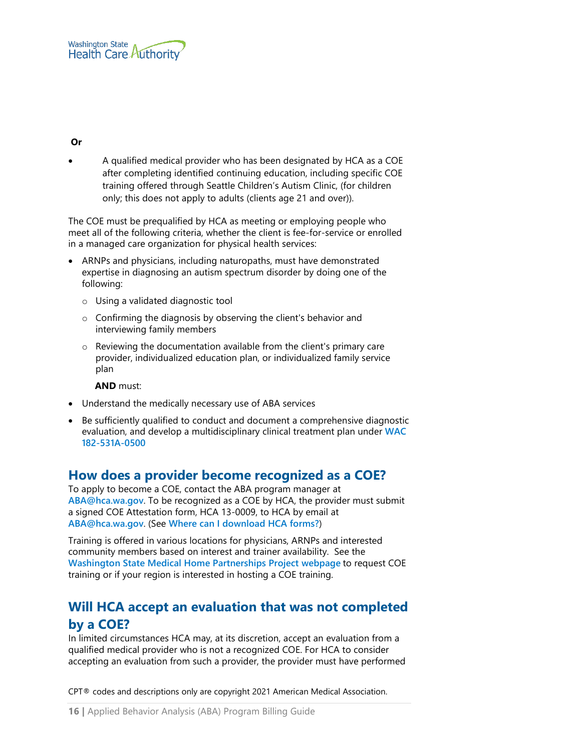**Or**

- A qualified medical provider who has been designated by HCA as a COE after completing identified continuing education, including specific COE training offered through Seattle Children's Autism Clinic, (for children only; this does not apply to adults (clients age 21 and over)).

The COE must be prequalified by HCA as meeting or employing people who meet all of the following criteria, whether the client is fee-for-service or enrolled in a managed care organization for physical health services:

- ARNPs and physicians, including naturopaths, must have demonstrated expertise in diagnosing an autism spectrum disorder by doing one of the following:
  - Using a validated diagnostic tool
  - Confirming the diagnosis by observing the client's behavior and interviewing family members
  - Reviewing the documentation available from the client's primary care provider, individualized education plan, or individualized family service plan

  **AND** must:

- Understand the medically necessary use of ABA services
- Be sufficiently qualified to conduct and document a comprehensive diagnostic evaluation, and develop a multidisciplinary clinical treatment plan under **WAC 182-531A-0500**

## How does a provider become recognized as a COE?

To apply to become a COE, contact the ABA program manager at **ABA@hca.wa.gov**. To be recognized as a COE by HCA, the provider must submit a signed COE Attestation form, HCA 13-0009, to HCA by email at **ABA@hca.wa.gov**. (See **Where can I download HCA forms?**)

Training is offered in various locations for physicians, ARNPs and interested community members based on interest and trainer availability. See the **Washington State Medical Home Partnerships Project webpage** to request COE training or if your region is interested in hosting a COE training.

## Will HCA accept an evaluation that was not completed by a COE?

In limited circumstances HCA may, at its discretion, accept an evaluation from a qualified medical provider who is not a recognized COE. For HCA to consider accepting an evaluation from such a provider, the provider must have performed

CPT® codes and descriptions only are copyright 2021 American Medical Association.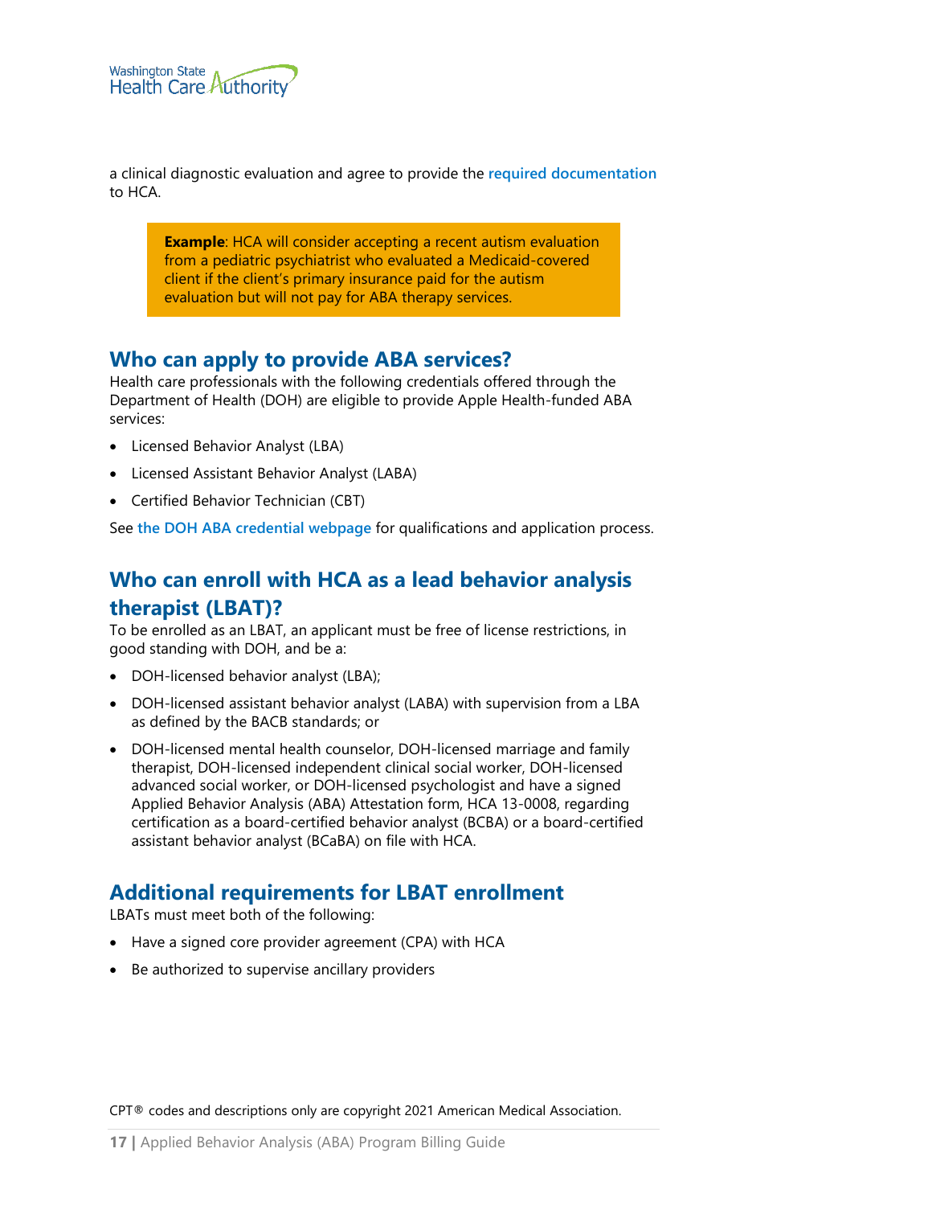a clinical diagnostic evaluation and agree to provide the required documentation to HCA.

> **Example**: HCA will consider accepting a recent autism evaluation from a pediatric psychiatrist who evaluated a Medicaid-covered client if the client's primary insurance paid for the autism evaluation but will not pay for ABA therapy services.

## Who can apply to provide ABA services?

Health care professionals with the following credentials offered through the Department of Health (DOH) are eligible to provide Apple Health-funded ABA services:

- Licensed Behavior Analyst (LBA)
- Licensed Assistant Behavior Analyst (LABA)
- Certified Behavior Technician (CBT)

See the DOH ABA credential webpage for qualifications and application process.

## Who can enroll with HCA as a lead behavior analysis therapist (LBAT)?

To be enrolled as an LBAT, an applicant must be free of license restrictions, in good standing with DOH, and be a:

- DOH-licensed behavior analyst (LBA);
- DOH-licensed assistant behavior analyst (LABA) with supervision from a LBA as defined by the BACB standards; or
- DOH-licensed mental health counselor, DOH-licensed marriage and family therapist, DOH-licensed independent clinical social worker, DOH-licensed advanced social worker, or DOH-licensed psychologist and have a signed Applied Behavior Analysis (ABA) Attestation form, HCA 13-0008, regarding certification as a board-certified behavior analyst (BCBA) or a board-certified assistant behavior analyst (BCaBA) on file with HCA.

## Additional requirements for LBAT enrollment

LBATs must meet both of the following:

- Have a signed core provider agreement (CPA) with HCA
- Be authorized to supervise ancillary providers

CPT® codes and descriptions only are copyright 2021 American Medical Association.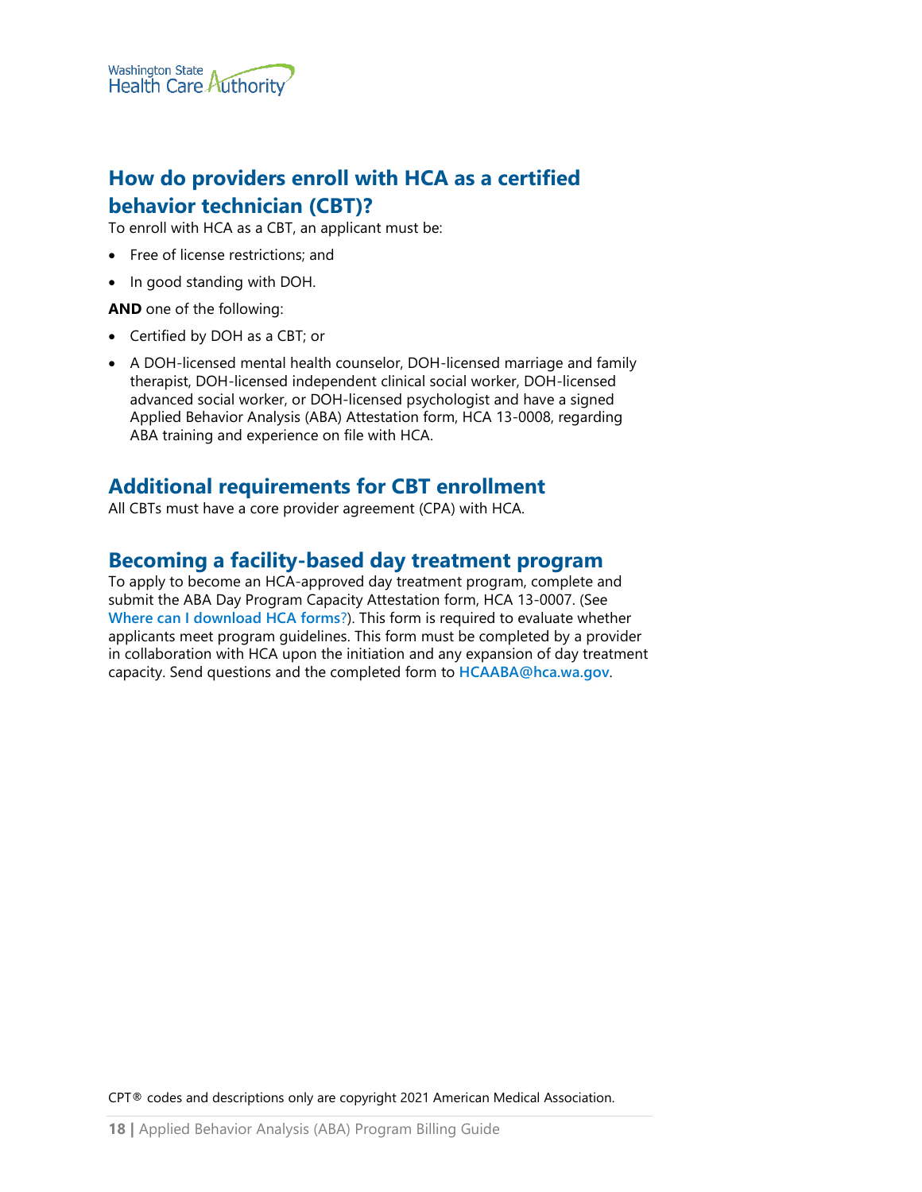## How do providers enroll with HCA as a certified behavior technician (CBT)?

To enroll with HCA as a CBT, an applicant must be:

- Free of license restrictions; and
- In good standing with DOH.

**AND** one of the following:

- Certified by DOH as a CBT; or
- A DOH-licensed mental health counselor, DOH-licensed marriage and family therapist, DOH-licensed independent clinical social worker, DOH-licensed advanced social worker, or DOH-licensed psychologist and have a signed Applied Behavior Analysis (ABA) Attestation form, HCA 13-0008, regarding ABA training and experience on file with HCA.

## Additional requirements for CBT enrollment

All CBTs must have a core provider agreement (CPA) with HCA.

## Becoming a facility-based day treatment program

To apply to become an HCA-approved day treatment program, complete and submit the ABA Day Program Capacity Attestation form, HCA 13-0007. (See **Where can I download HCA forms?**). This form is required to evaluate whether applicants meet program guidelines. This form must be completed by a provider in collaboration with HCA upon the initiation and any expansion of day treatment capacity. Send questions and the completed form to **HCAABA@hca.wa.gov**.

CPT® codes and descriptions only are copyright 2021 American Medical Association.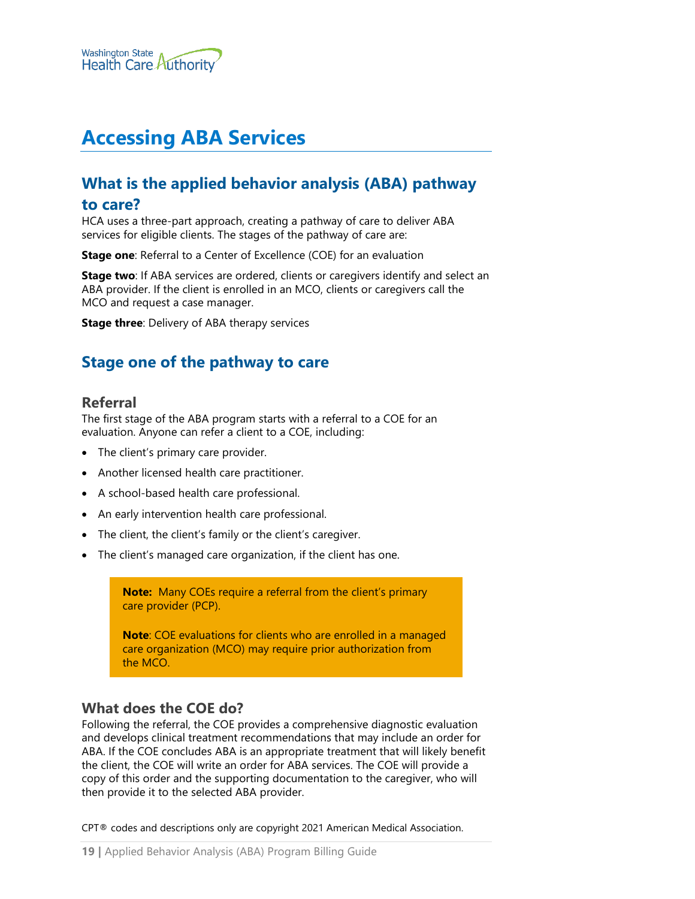# Accessing ABA Services

## What is the applied behavior analysis (ABA) pathway to care?

HCA uses a three-part approach, creating a pathway of care to deliver ABA services for eligible clients. The stages of the pathway of care are:

**Stage one**: Referral to a Center of Excellence (COE) for an evaluation

**Stage two**: If ABA services are ordered, clients or caregivers identify and select an ABA provider. If the client is enrolled in an MCO, clients or caregivers call the MCO and request a case manager.

**Stage three**: Delivery of ABA therapy services

## Stage one of the pathway to care

### Referral

The first stage of the ABA program starts with a referral to a COE for an evaluation. Anyone can refer a client to a COE, including:

- The client's primary care provider.
- Another licensed health care practitioner.
- A school-based health care professional.
- An early intervention health care professional.
- The client, the client's family or the client's caregiver.
- The client's managed care organization, if the client has one.

> **Note:** Many COEs require a referral from the client's primary care provider (PCP).
>
> **Note**: COE evaluations for clients who are enrolled in a managed care organization (MCO) may require prior authorization from the MCO.

### What does the COE do?

Following the referral, the COE provides a comprehensive diagnostic evaluation and develops clinical treatment recommendations that may include an order for ABA. If the COE concludes ABA is an appropriate treatment that will likely benefit the client, the COE will write an order for ABA services. The COE will provide a copy of this order and the supporting documentation to the caregiver, who will then provide it to the selected ABA provider.

CPT® codes and descriptions only are copyright 2021 American Medical Association.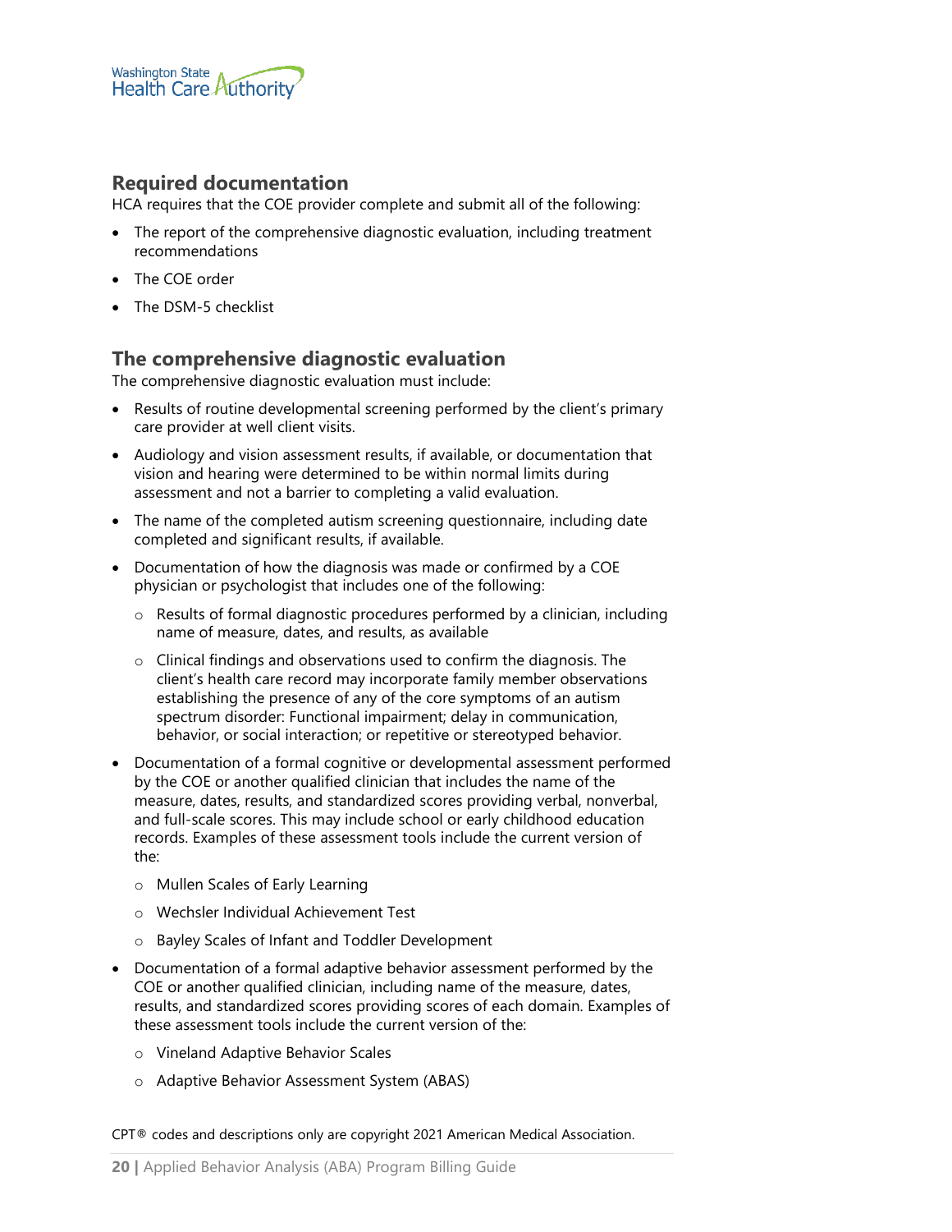## Required documentation

HCA requires that the COE provider complete and submit all of the following:

- The report of the comprehensive diagnostic evaluation, including treatment recommendations
- The COE order
- The DSM-5 checklist

## The comprehensive diagnostic evaluation

The comprehensive diagnostic evaluation must include:

- Results of routine developmental screening performed by the client's primary care provider at well client visits.
- Audiology and vision assessment results, if available, or documentation that vision and hearing were determined to be within normal limits during assessment and not a barrier to completing a valid evaluation.
- The name of the completed autism screening questionnaire, including date completed and significant results, if available.
- Documentation of how the diagnosis was made or confirmed by a COE physician or psychologist that includes one of the following:
  - Results of formal diagnostic procedures performed by a clinician, including name of measure, dates, and results, as available
  - Clinical findings and observations used to confirm the diagnosis. The client's health care record may incorporate family member observations establishing the presence of any of the core symptoms of an autism spectrum disorder: Functional impairment; delay in communication, behavior, or social interaction; or repetitive or stereotyped behavior.
- Documentation of a formal cognitive or developmental assessment performed by the COE or another qualified clinician that includes the name of the measure, dates, results, and standardized scores providing verbal, nonverbal, and full-scale scores. This may include school or early childhood education records. Examples of these assessment tools include the current version of the:
  - Mullen Scales of Early Learning
  - Wechsler Individual Achievement Test
  - Bayley Scales of Infant and Toddler Development
- Documentation of a formal adaptive behavior assessment performed by the COE or another qualified clinician, including name of the measure, dates, results, and standardized scores providing scores of each domain. Examples of these assessment tools include the current version of the:
  - Vineland Adaptive Behavior Scales
  - Adaptive Behavior Assessment System (ABAS)

CPT® codes and descriptions only are copyright 2021 American Medical Association.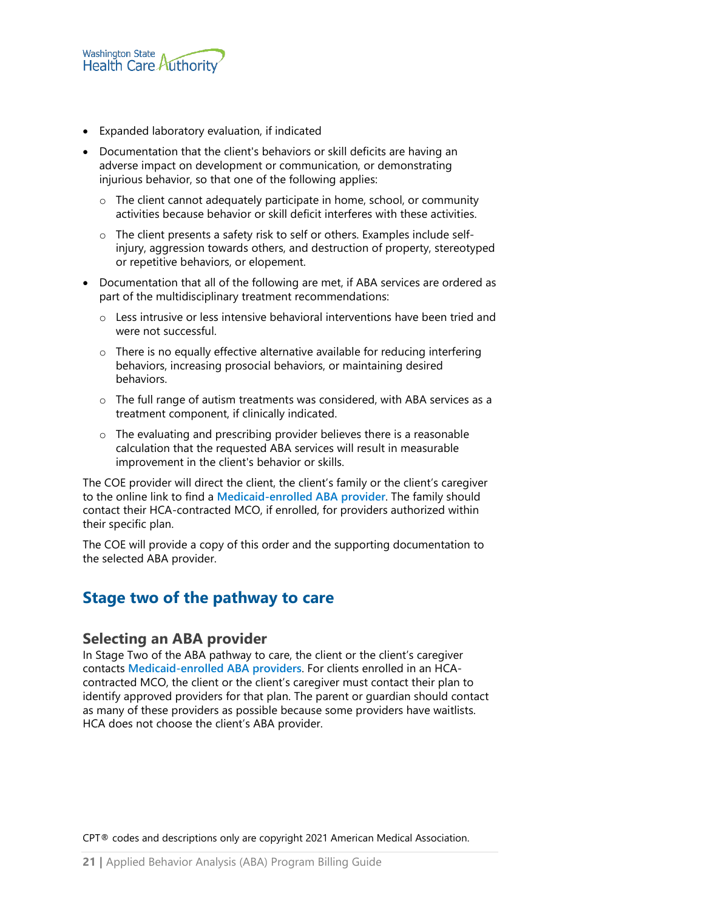- Expanded laboratory evaluation, if indicated
- Documentation that the client's behaviors or skill deficits are having an adverse impact on development or communication, or demonstrating injurious behavior, so that one of the following applies:
  - The client cannot adequately participate in home, school, or community activities because behavior or skill deficit interferes with these activities.
  - The client presents a safety risk to self or others. Examples include self-injury, aggression towards others, and destruction of property, stereotyped or repetitive behaviors, or elopement.
- Documentation that all of the following are met, if ABA services are ordered as part of the multidisciplinary treatment recommendations:
  - Less intrusive or less intensive behavioral interventions have been tried and were not successful.
  - There is no equally effective alternative available for reducing interfering behaviors, increasing prosocial behaviors, or maintaining desired behaviors.
  - The full range of autism treatments was considered, with ABA services as a treatment component, if clinically indicated.
  - The evaluating and prescribing provider believes there is a reasonable calculation that the requested ABA services will result in measurable improvement in the client's behavior or skills.

The COE provider will direct the client, the client's family or the client's caregiver to the online link to find a **Medicaid-enrolled ABA provider**. The family should contact their HCA-contracted MCO, if enrolled, for providers authorized within their specific plan.

The COE will provide a copy of this order and the supporting documentation to the selected ABA provider.

## Stage two of the pathway to care

### Selecting an ABA provider

In Stage Two of the ABA pathway to care, the client or the client's caregiver contacts **Medicaid-enrolled ABA providers**. For clients enrolled in an HCA-contracted MCO, the client or the client's caregiver must contact their plan to identify approved providers for that plan. The parent or guardian should contact as many of these providers as possible because some providers have waitlists. HCA does not choose the client's ABA provider.

CPT® codes and descriptions only are copyright 2021 American Medical Association.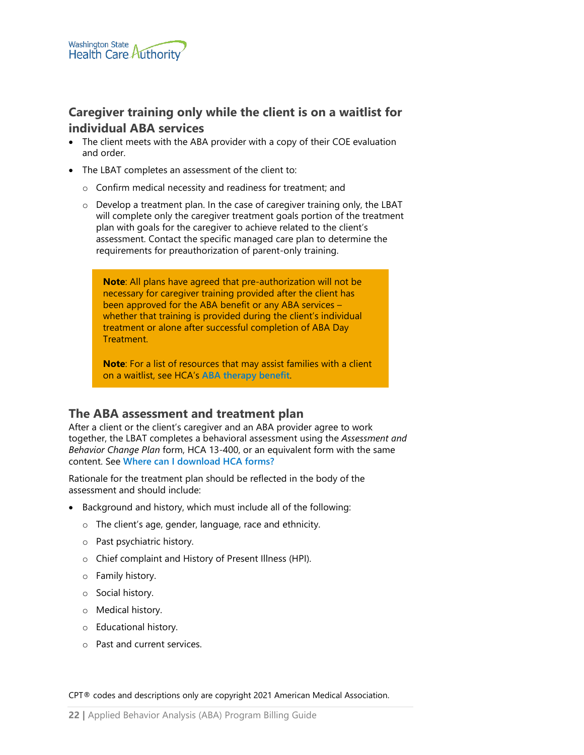## Caregiver training only while the client is on a waitlist for individual ABA services

- The client meets with the ABA provider with a copy of their COE evaluation and order.
- The LBAT completes an assessment of the client to:
    - Confirm medical necessity and readiness for treatment; and
    - Develop a treatment plan. In the case of caregiver training only, the LBAT will complete only the caregiver treatment goals portion of the treatment plan with goals for the caregiver to achieve related to the client's assessment. Contact the specific managed care plan to determine the requirements for preauthorization of parent-only training.

> **Note**: All plans have agreed that pre-authorization will not be necessary for caregiver training provided after the client has been approved for the ABA benefit or any ABA services – whether that training is provided during the client's individual treatment or alone after successful completion of ABA Day Treatment.
>
> **Note**: For a list of resources that may assist families with a client on a waitlist, see HCA's **ABA therapy benefit**.

## The ABA assessment and treatment plan

After a client or the client's caregiver and an ABA provider agree to work together, the LBAT completes a behavioral assessment using the *Assessment and Behavior Change Plan* form, HCA 13-400, or an equivalent form with the same content. See **Where can I download HCA forms?**

Rationale for the treatment plan should be reflected in the body of the assessment and should include:

- Background and history, which must include all of the following:
    - The client's age, gender, language, race and ethnicity.
    - Past psychiatric history.
    - Chief complaint and History of Present Illness (HPI).
    - Family history.
    - Social history.
    - Medical history.
    - Educational history.
    - Past and current services.

CPT® codes and descriptions only are copyright 2021 American Medical Association.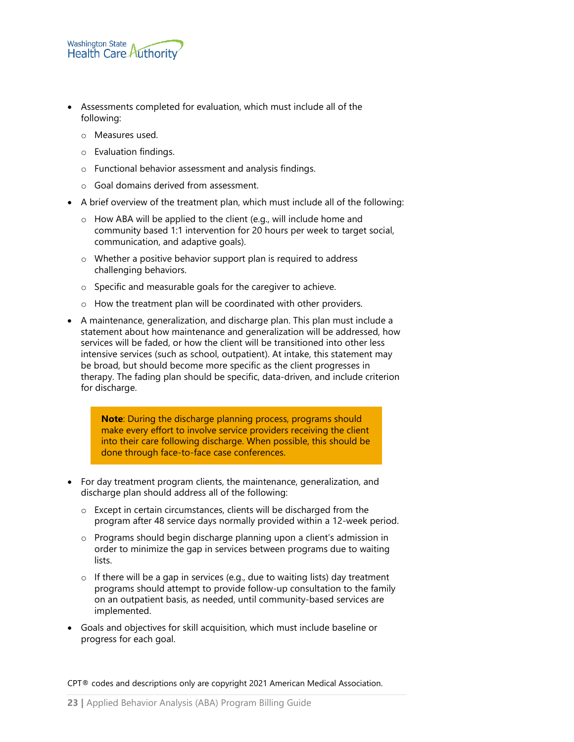- Assessments completed for evaluation, which must include all of the following:
  - Measures used.
  - Evaluation findings.
  - Functional behavior assessment and analysis findings.
  - Goal domains derived from assessment.
- A brief overview of the treatment plan, which must include all of the following:
  - How ABA will be applied to the client (e.g., will include home and community based 1:1 intervention for 20 hours per week to target social, communication, and adaptive goals).
  - Whether a positive behavior support plan is required to address challenging behaviors.
  - Specific and measurable goals for the caregiver to achieve.
  - How the treatment plan will be coordinated with other providers.
- A maintenance, generalization, and discharge plan. This plan must include a statement about how maintenance and generalization will be addressed, how services will be faded, or how the client will be transitioned into other less intensive services (such as school, outpatient). At intake, this statement may be broad, but should become more specific as the client progresses in therapy. The fading plan should be specific, data-driven, and include criterion for discharge.

> **Note**: During the discharge planning process, programs should make every effort to involve service providers receiving the client into their care following discharge. When possible, this should be done through face-to-face case conferences.

- For day treatment program clients, the maintenance, generalization, and discharge plan should address all of the following:
  - Except in certain circumstances, clients will be discharged from the program after 48 service days normally provided within a 12-week period.
  - Programs should begin discharge planning upon a client's admission in order to minimize the gap in services between programs due to waiting lists.
  - If there will be a gap in services (e.g., due to waiting lists) day treatment programs should attempt to provide follow-up consultation to the family on an outpatient basis, as needed, until community-based services are implemented.
- Goals and objectives for skill acquisition, which must include baseline or progress for each goal.

CPT® codes and descriptions only are copyright 2021 American Medical Association.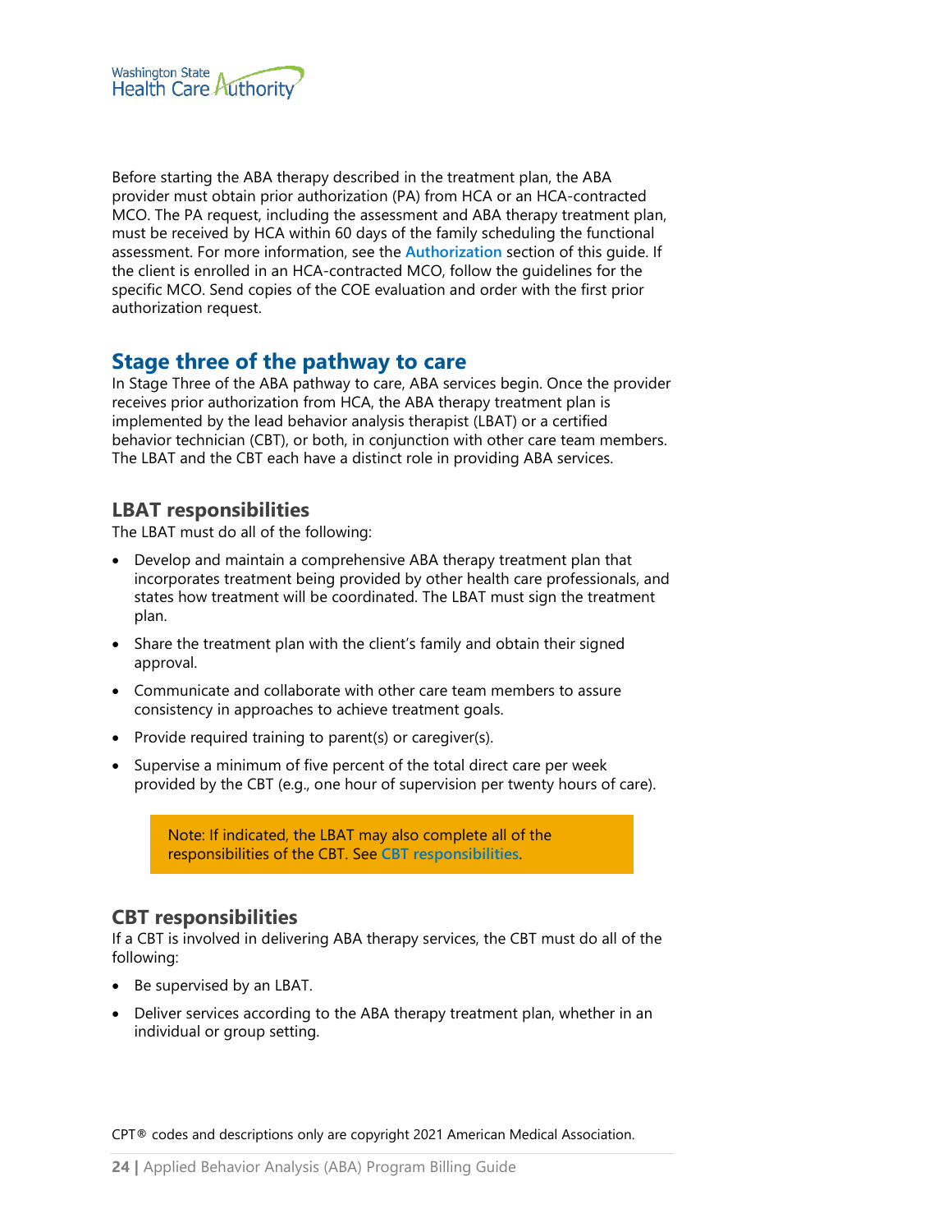Before starting the ABA therapy described in the treatment plan, the ABA provider must obtain prior authorization (PA) from HCA or an HCA-contracted MCO. The PA request, including the assessment and ABA therapy treatment plan, must be received by HCA within 60 days of the family scheduling the functional assessment. For more information, see the **Authorization** section of this guide. If the client is enrolled in an HCA-contracted MCO, follow the guidelines for the specific MCO. Send copies of the COE evaluation and order with the first prior authorization request.

## Stage three of the pathway to care

In Stage Three of the ABA pathway to care, ABA services begin. Once the provider receives prior authorization from HCA, the ABA therapy treatment plan is implemented by the lead behavior analysis therapist (LBAT) or a certified behavior technician (CBT), or both, in conjunction with other care team members. The LBAT and the CBT each have a distinct role in providing ABA services.

### LBAT responsibilities

The LBAT must do all of the following:

- Develop and maintain a comprehensive ABA therapy treatment plan that incorporates treatment being provided by other health care professionals, and states how treatment will be coordinated. The LBAT must sign the treatment plan.
- Share the treatment plan with the client's family and obtain their signed approval.
- Communicate and collaborate with other care team members to assure consistency in approaches to achieve treatment goals.
- Provide required training to parent(s) or caregiver(s).
- Supervise a minimum of five percent of the total direct care per week provided by the CBT (e.g., one hour of supervision per twenty hours of care).

> Note: If indicated, the LBAT may also complete all of the responsibilities of the CBT. See **CBT responsibilities**.

### CBT responsibilities

If a CBT is involved in delivering ABA therapy services, the CBT must do all of the following:

- Be supervised by an LBAT.
- Deliver services according to the ABA therapy treatment plan, whether in an individual or group setting.

CPT® codes and descriptions only are copyright 2021 American Medical Association.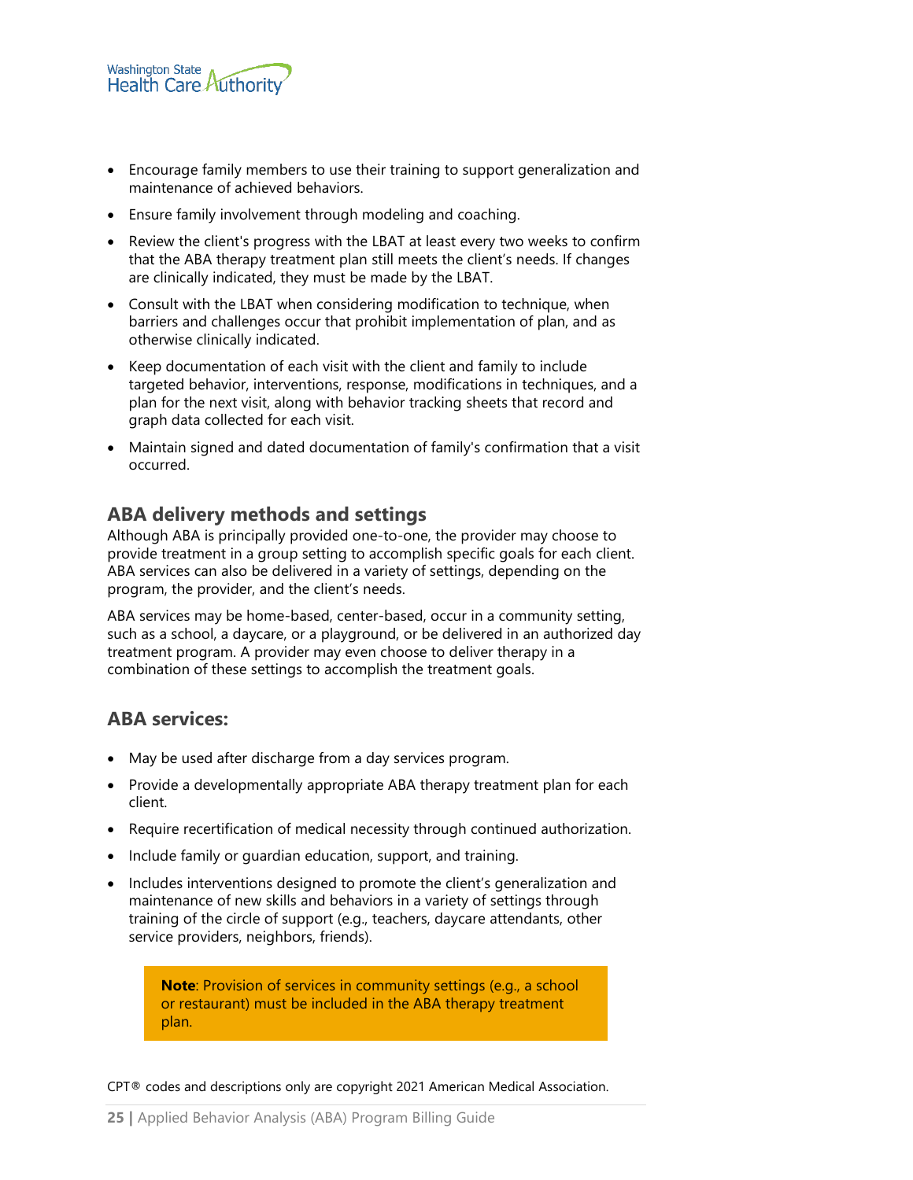- Encourage family members to use their training to support generalization and maintenance of achieved behaviors.
- Ensure family involvement through modeling and coaching.
- Review the client's progress with the LBAT at least every two weeks to confirm that the ABA therapy treatment plan still meets the client's needs. If changes are clinically indicated, they must be made by the LBAT.
- Consult with the LBAT when considering modification to technique, when barriers and challenges occur that prohibit implementation of plan, and as otherwise clinically indicated.
- Keep documentation of each visit with the client and family to include targeted behavior, interventions, response, modifications in techniques, and a plan for the next visit, along with behavior tracking sheets that record and graph data collected for each visit.
- Maintain signed and dated documentation of family's confirmation that a visit occurred.

## ABA delivery methods and settings

Although ABA is principally provided one-to-one, the provider may choose to provide treatment in a group setting to accomplish specific goals for each client. ABA services can also be delivered in a variety of settings, depending on the program, the provider, and the client's needs.

ABA services may be home-based, center-based, occur in a community setting, such as a school, a daycare, or a playground, or be delivered in an authorized day treatment program. A provider may even choose to deliver therapy in a combination of these settings to accomplish the treatment goals.

## ABA services:

- May be used after discharge from a day services program.
- Provide a developmentally appropriate ABA therapy treatment plan for each client.
- Require recertification of medical necessity through continued authorization.
- Include family or guardian education, support, and training.
- Includes interventions designed to promote the client's generalization and maintenance of new skills and behaviors in a variety of settings through training of the circle of support (e.g., teachers, daycare attendants, other service providers, neighbors, friends).

> **Note**: Provision of services in community settings (e.g., a school or restaurant) must be included in the ABA therapy treatment plan.

CPT® codes and descriptions only are copyright 2021 American Medical Association.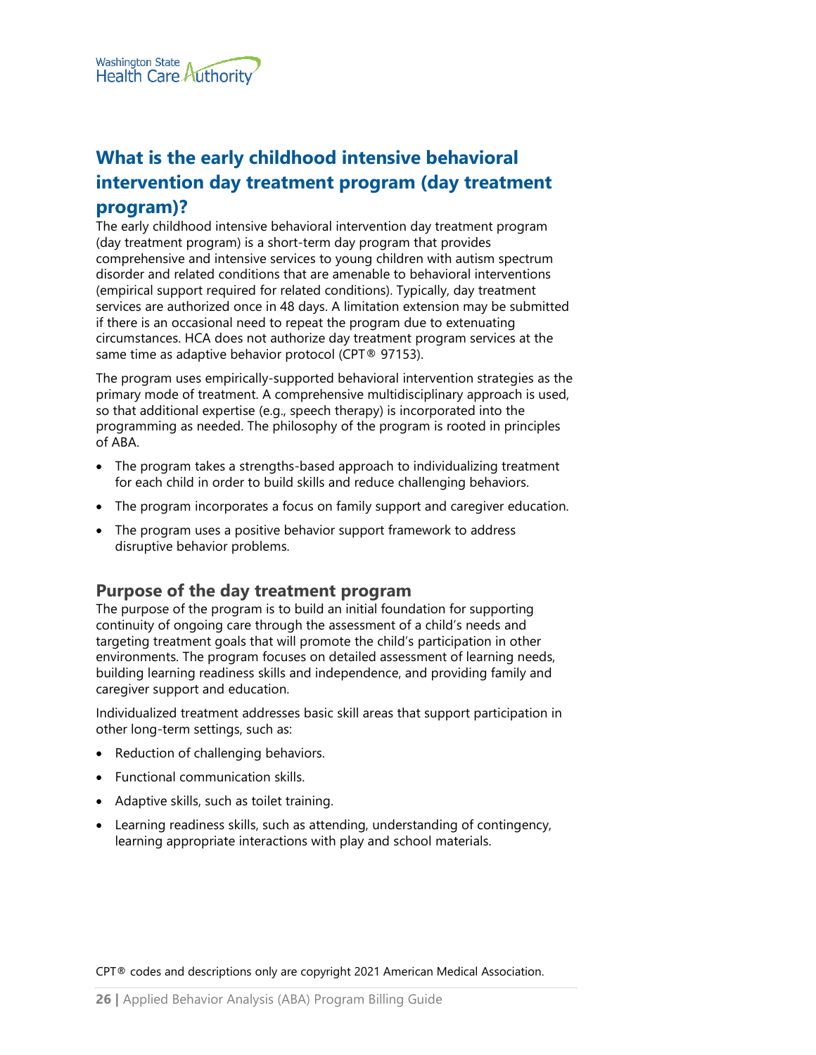## What is the early childhood intensive behavioral intervention day treatment program (day treatment program)?

The early childhood intensive behavioral intervention day treatment program (day treatment program) is a short-term day program that provides comprehensive and intensive services to young children with autism spectrum disorder and related conditions that are amenable to behavioral interventions (empirical support required for related conditions). Typically, day treatment services are authorized once in 48 days. A limitation extension may be submitted if there is an occasional need to repeat the program due to extenuating circumstances. HCA does not authorize day treatment program services at the same time as adaptive behavior protocol (CPT® 97153).

The program uses empirically-supported behavioral intervention strategies as the primary mode of treatment. A comprehensive multidisciplinary approach is used, so that additional expertise (e.g., speech therapy) is incorporated into the programming as needed. The philosophy of the program is rooted in principles of ABA.

- The program takes a strengths-based approach to individualizing treatment for each child in order to build skills and reduce challenging behaviors.
- The program incorporates a focus on family support and caregiver education.
- The program uses a positive behavior support framework to address disruptive behavior problems.

### Purpose of the day treatment program

The purpose of the program is to build an initial foundation for supporting continuity of ongoing care through the assessment of a child's needs and targeting treatment goals that will promote the child's participation in other environments. The program focuses on detailed assessment of learning needs, building learning readiness skills and independence, and providing family and caregiver support and education.

Individualized treatment addresses basic skill areas that support participation in other long-term settings, such as:

- Reduction of challenging behaviors.
- Functional communication skills.
- Adaptive skills, such as toilet training.
- Learning readiness skills, such as attending, understanding of contingency, learning appropriate interactions with play and school materials.

CPT® codes and descriptions only are copyright 2021 American Medical Association.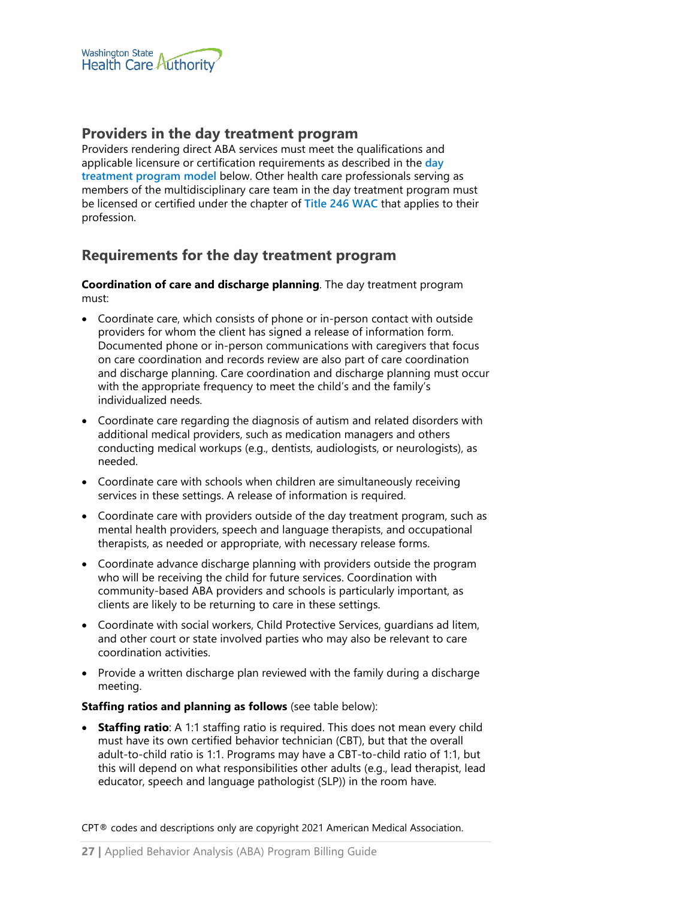## Providers in the day treatment program

Providers rendering direct ABA services must meet the qualifications and applicable licensure or certification requirements as described in the **day treatment program model** below. Other health care professionals serving as members of the multidisciplinary care team in the day treatment program must be licensed or certified under the chapter of **Title 246 WAC** that applies to their profession.

## Requirements for the day treatment program

**Coordination of care and discharge planning**. The day treatment program must:

- Coordinate care, which consists of phone or in-person contact with outside providers for whom the client has signed a release of information form. Documented phone or in-person communications with caregivers that focus on care coordination and records review are also part of care coordination and discharge planning. Care coordination and discharge planning must occur with the appropriate frequency to meet the child's and the family's individualized needs.
- Coordinate care regarding the diagnosis of autism and related disorders with additional medical providers, such as medication managers and others conducting medical workups (e.g., dentists, audiologists, or neurologists), as needed.
- Coordinate care with schools when children are simultaneously receiving services in these settings. A release of information is required.
- Coordinate care with providers outside of the day treatment program, such as mental health providers, speech and language therapists, and occupational therapists, as needed or appropriate, with necessary release forms.
- Coordinate advance discharge planning with providers outside the program who will be receiving the child for future services. Coordination with community-based ABA providers and schools is particularly important, as clients are likely to be returning to care in these settings.
- Coordinate with social workers, Child Protective Services, guardians ad litem, and other court or state involved parties who may also be relevant to care coordination activities.
- Provide a written discharge plan reviewed with the family during a discharge meeting.

**Staffing ratios and planning as follows** (see table below):

- **Staffing ratio**: A 1:1 staffing ratio is required. This does not mean every child must have its own certified behavior technician (CBT), but that the overall adult-to-child ratio is 1:1. Programs may have a CBT-to-child ratio of 1:1, but this will depend on what responsibilities other adults (e.g., lead therapist, lead educator, speech and language pathologist (SLP)) in the room have.

CPT® codes and descriptions only are copyright 2021 American Medical Association.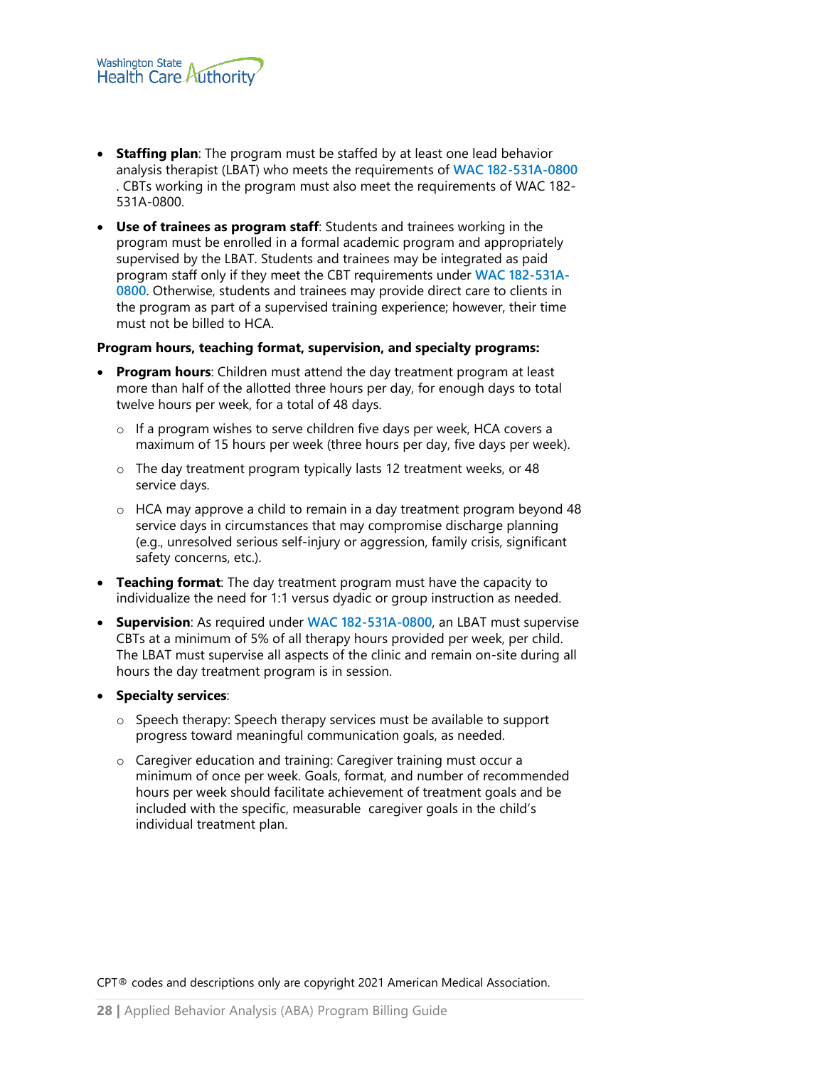- **Staffing plan**: The program must be staffed by at least one lead behavior analysis therapist (LBAT) who meets the requirements of WAC 182-531A-0800 . CBTs working in the program must also meet the requirements of WAC 182-531A-0800.
- **Use of trainees as program staff**: Students and trainees working in the program must be enrolled in a formal academic program and appropriately supervised by the LBAT. Students and trainees may be integrated as paid program staff only if they meet the CBT requirements under WAC 182-531A-0800. Otherwise, students and trainees may provide direct care to clients in the program as part of a supervised training experience; however, their time must not be billed to HCA.

**Program hours, teaching format, supervision, and specialty programs:**

- **Program hours**: Children must attend the day treatment program at least more than half of the allotted three hours per day, for enough days to total twelve hours per week, for a total of 48 days.
    - If a program wishes to serve children five days per week, HCA covers a maximum of 15 hours per week (three hours per day, five days per week).
    - The day treatment program typically lasts 12 treatment weeks, or 48 service days.
    - HCA may approve a child to remain in a day treatment program beyond 48 service days in circumstances that may compromise discharge planning (e.g., unresolved serious self-injury or aggression, family crisis, significant safety concerns, etc.).
- **Teaching format**: The day treatment program must have the capacity to individualize the need for 1:1 versus dyadic or group instruction as needed.
- **Supervision**: As required under WAC 182-531A-0800, an LBAT must supervise CBTs at a minimum of 5% of all therapy hours provided per week, per child. The LBAT must supervise all aspects of the clinic and remain on-site during all hours the day treatment program is in session.
- **Specialty services**:
    - Speech therapy: Speech therapy services must be available to support progress toward meaningful communication goals, as needed.
    - Caregiver education and training: Caregiver training must occur a minimum of once per week. Goals, format, and number of recommended hours per week should facilitate achievement of treatment goals and be included with the specific, measurable caregiver goals in the child's individual treatment plan.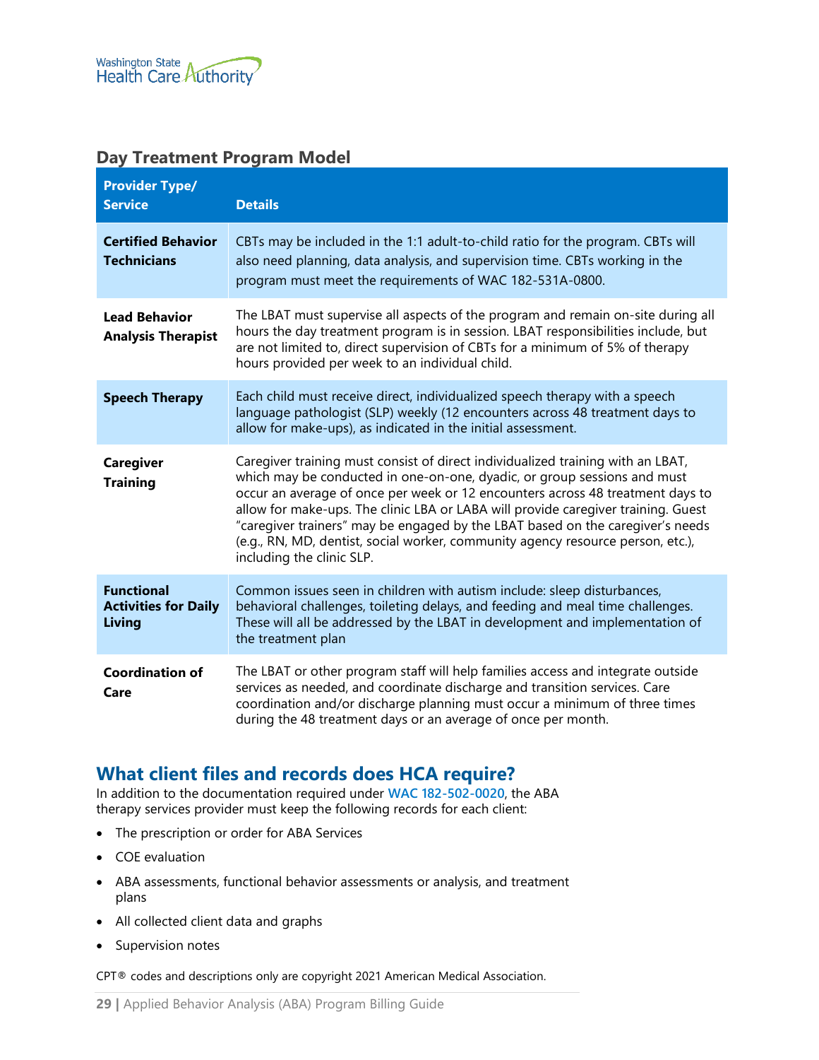## Day Treatment Program Model

| Provider Type/ Service | Details |
|---|---|
| **Certified Behavior Technicians** | CBTs may be included in the 1:1 adult-to-child ratio for the program. CBTs will also need planning, data analysis, and supervision time. CBTs working in the program must meet the requirements of WAC 182-531A-0800. |
| **Lead Behavior Analysis Therapist** | The LBAT must supervise all aspects of the program and remain on-site during all hours the day treatment program is in session. LBAT responsibilities include, but are not limited to, direct supervision of CBTs for a minimum of 5% of therapy hours provided per week to an individual child. |
| **Speech Therapy** | Each child must receive direct, individualized speech therapy with a speech language pathologist (SLP) weekly (12 encounters across 48 treatment days to allow for make-ups), as indicated in the initial assessment. |
| **Caregiver Training** | Caregiver training must consist of direct individualized training with an LBAT, which may be conducted in one-on-one, dyadic, or group sessions and must occur an average of once per week or 12 encounters across 48 treatment days to allow for make-ups. The clinic LBA or LABA will provide caregiver training. Guest "caregiver trainers" may be engaged by the LBAT based on the caregiver's needs (e.g., RN, MD, dentist, social worker, community agency resource person, etc.), including the clinic SLP. |
| **Functional Activities for Daily Living** | Common issues seen in children with autism include: sleep disturbances, behavioral challenges, toileting delays, and feeding and meal time challenges. These will all be addressed by the LBAT in development and implementation of the treatment plan |
| **Coordination of Care** | The LBAT or other program staff will help families access and integrate outside services as needed, and coordinate discharge and transition services. Care coordination and/or discharge planning must occur a minimum of three times during the 48 treatment days or an average of once per month. |

## What client files and records does HCA require?

In addition to the documentation required under WAC 182-502-0020, the ABA therapy services provider must keep the following records for each client:

- The prescription or order for ABA Services
- COE evaluation
- ABA assessments, functional behavior assessments or analysis, and treatment plans
- All collected client data and graphs
- Supervision notes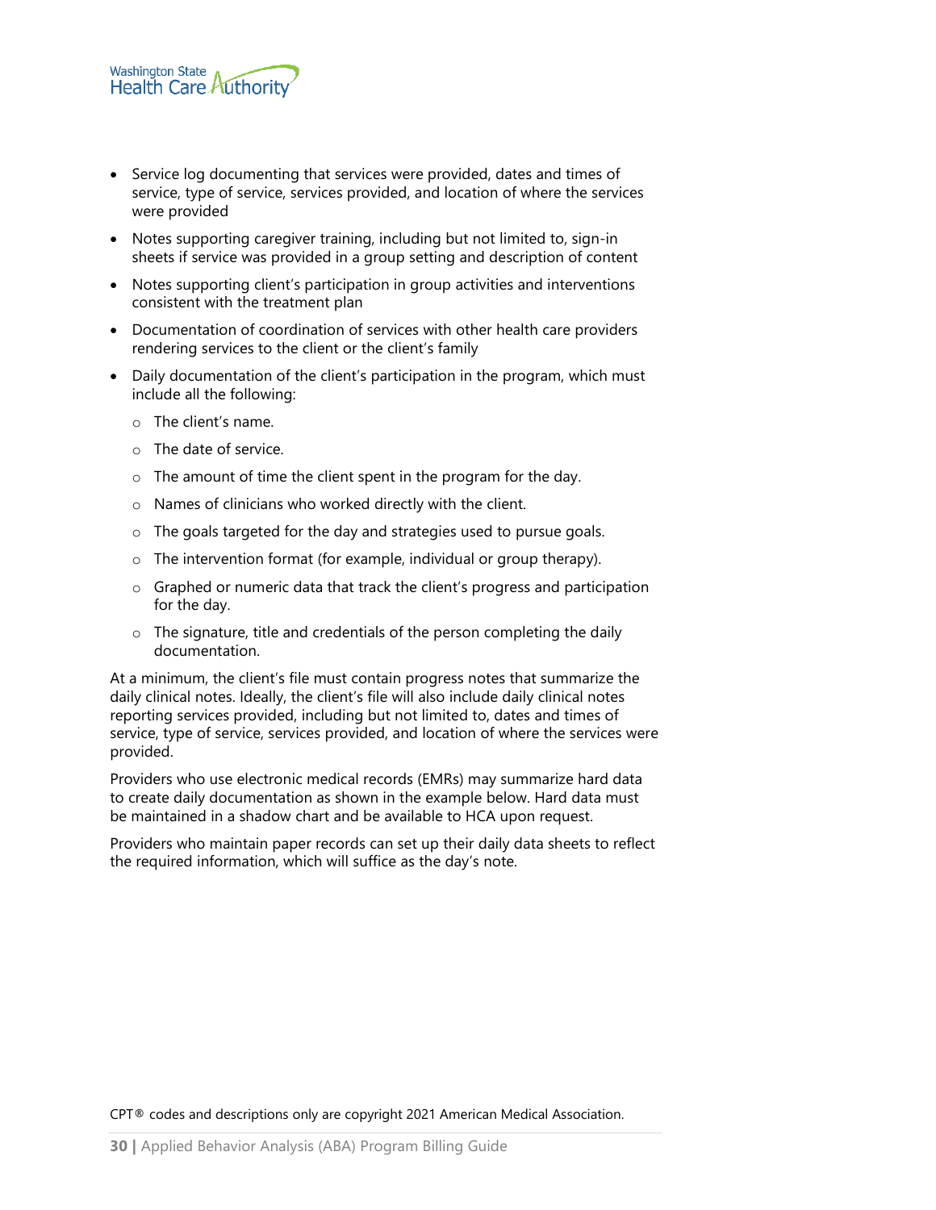- Service log documenting that services were provided, dates and times of service, type of service, services provided, and location of where the services were provided
- Notes supporting caregiver training, including but not limited to, sign-in sheets if service was provided in a group setting and description of content
- Notes supporting client's participation in group activities and interventions consistent with the treatment plan
- Documentation of coordination of services with other health care providers rendering services to the client or the client's family
- Daily documentation of the client's participation in the program, which must include all the following:
    - The client's name.
    - The date of service.
    - The amount of time the client spent in the program for the day.
    - Names of clinicians who worked directly with the client.
    - The goals targeted for the day and strategies used to pursue goals.
    - The intervention format (for example, individual or group therapy).
    - Graphed or numeric data that track the client's progress and participation for the day.
    - The signature, title and credentials of the person completing the daily documentation.

At a minimum, the client's file must contain progress notes that summarize the daily clinical notes. Ideally, the client's file will also include daily clinical notes reporting services provided, including but not limited to, dates and times of service, type of service, services provided, and location of where the services were provided.

Providers who use electronic medical records (EMRs) may summarize hard data to create daily documentation as shown in the example below. Hard data must be maintained in a shadow chart and be available to HCA upon request.

Providers who maintain paper records can set up their daily data sheets to reflect the required information, which will suffice as the day's note.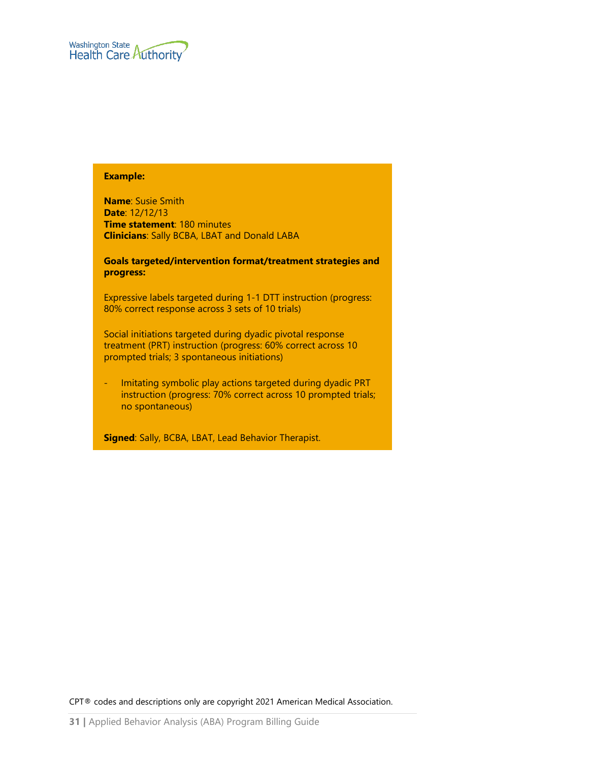**Example:**

**Name**: Susie Smith
**Date**: 12/12/13
**Time statement**: 180 minutes
**Clinicians**: Sally BCBA, LBAT and Donald LABA

**Goals targeted/intervention format/treatment strategies and progress:**

Expressive labels targeted during 1-1 DTT instruction (progress: 80% correct response across 3 sets of 10 trials)

Social initiations targeted during dyadic pivotal response treatment (PRT) instruction (progress: 60% correct across 10 prompted trials; 3 spontaneous initiations)

- Imitating symbolic play actions targeted during dyadic PRT instruction (progress: 70% correct across 10 prompted trials; no spontaneous)

**Signed**: Sally, BCBA, LBAT, Lead Behavior Therapist.

CPT® codes and descriptions only are copyright 2021 American Medical Association.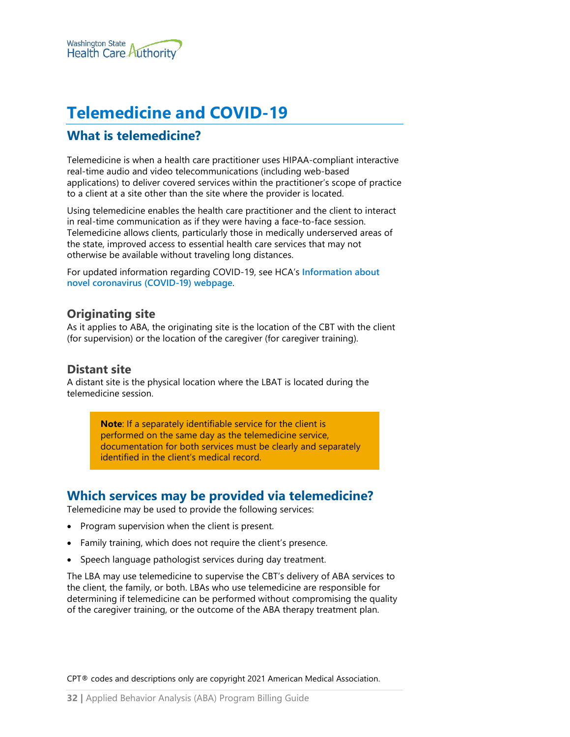# Telemedicine and COVID-19

## What is telemedicine?

Telemedicine is when a health care practitioner uses HIPAA-compliant interactive real-time audio and video telecommunications (including web-based applications) to deliver covered services within the practitioner's scope of practice to a client at a site other than the site where the provider is located.

Using telemedicine enables the health care practitioner and the client to interact in real-time communication as if they were having a face-to-face session. Telemedicine allows clients, particularly those in medically underserved areas of the state, improved access to essential health care services that may not otherwise be available without traveling long distances.

For updated information regarding COVID-19, see HCA's **Information about novel coronavirus (COVID-19) webpage**.

### Originating site

As it applies to ABA, the originating site is the location of the CBT with the client (for supervision) or the location of the caregiver (for caregiver training).

### Distant site

A distant site is the physical location where the LBAT is located during the telemedicine session.

> **Note**: If a separately identifiable service for the client is performed on the same day as the telemedicine service, documentation for both services must be clearly and separately identified in the client's medical record.

## Which services may be provided via telemedicine?

Telemedicine may be used to provide the following services:

- Program supervision when the client is present.
- Family training, which does not require the client's presence.
- Speech language pathologist services during day treatment.

The LBA may use telemedicine to supervise the CBT's delivery of ABA services to the client, the family, or both. LBAs who use telemedicine are responsible for determining if telemedicine can be performed without compromising the quality of the caregiver training, or the outcome of the ABA therapy treatment plan.

CPT® codes and descriptions only are copyright 2021 American Medical Association.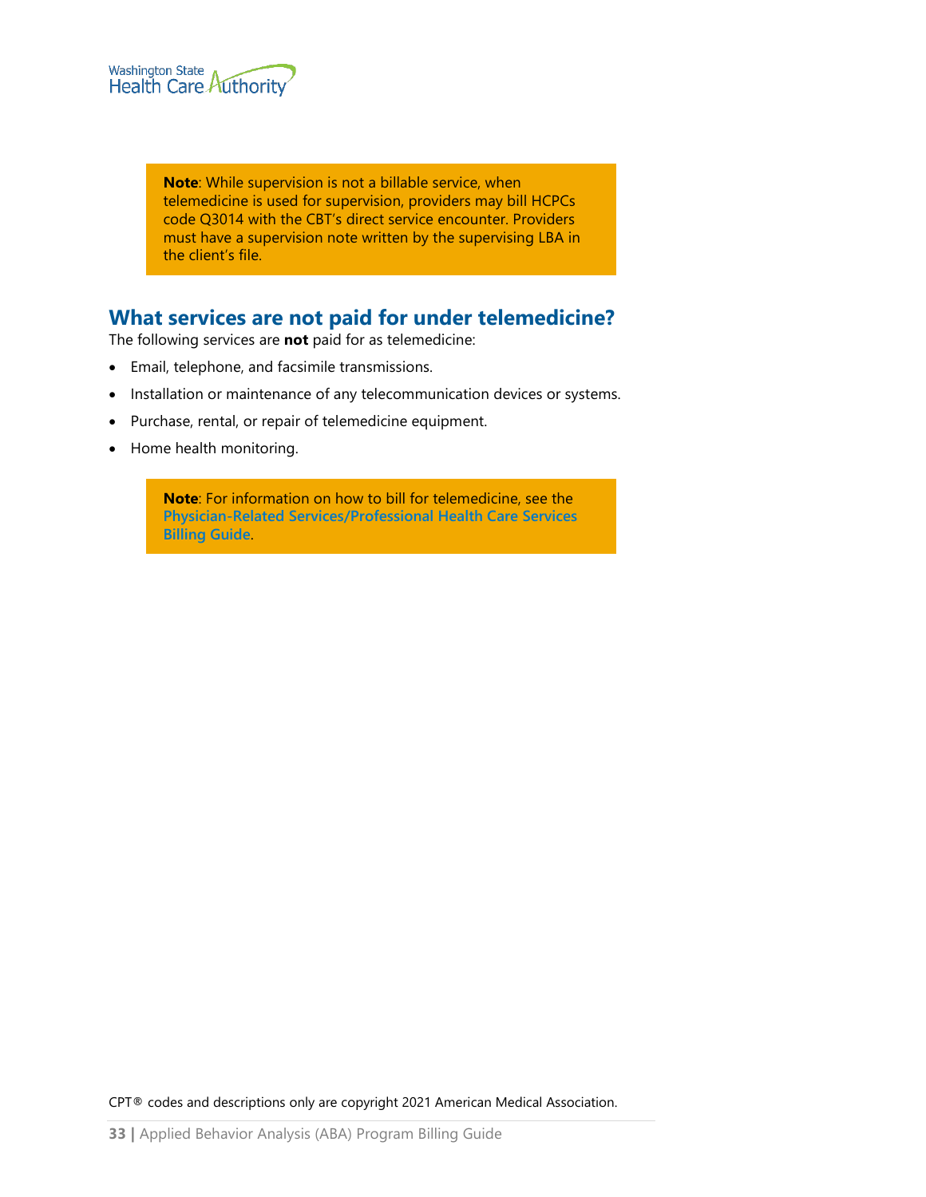**Note**: While supervision is not a billable service, when telemedicine is used for supervision, providers may bill HCPCs code Q3014 with the CBT's direct service encounter. Providers must have a supervision note written by the supervising LBA in the client's file.

## What services are not paid for under telemedicine?

The following services are **not** paid for as telemedicine:

- Email, telephone, and facsimile transmissions.
- Installation or maintenance of any telecommunication devices or systems.
- Purchase, rental, or repair of telemedicine equipment.
- Home health monitoring.

**Note**: For information on how to bill for telemedicine, see the **Physician-Related Services/Professional Health Care Services Billing Guide**.

CPT® codes and descriptions only are copyright 2021 American Medical Association.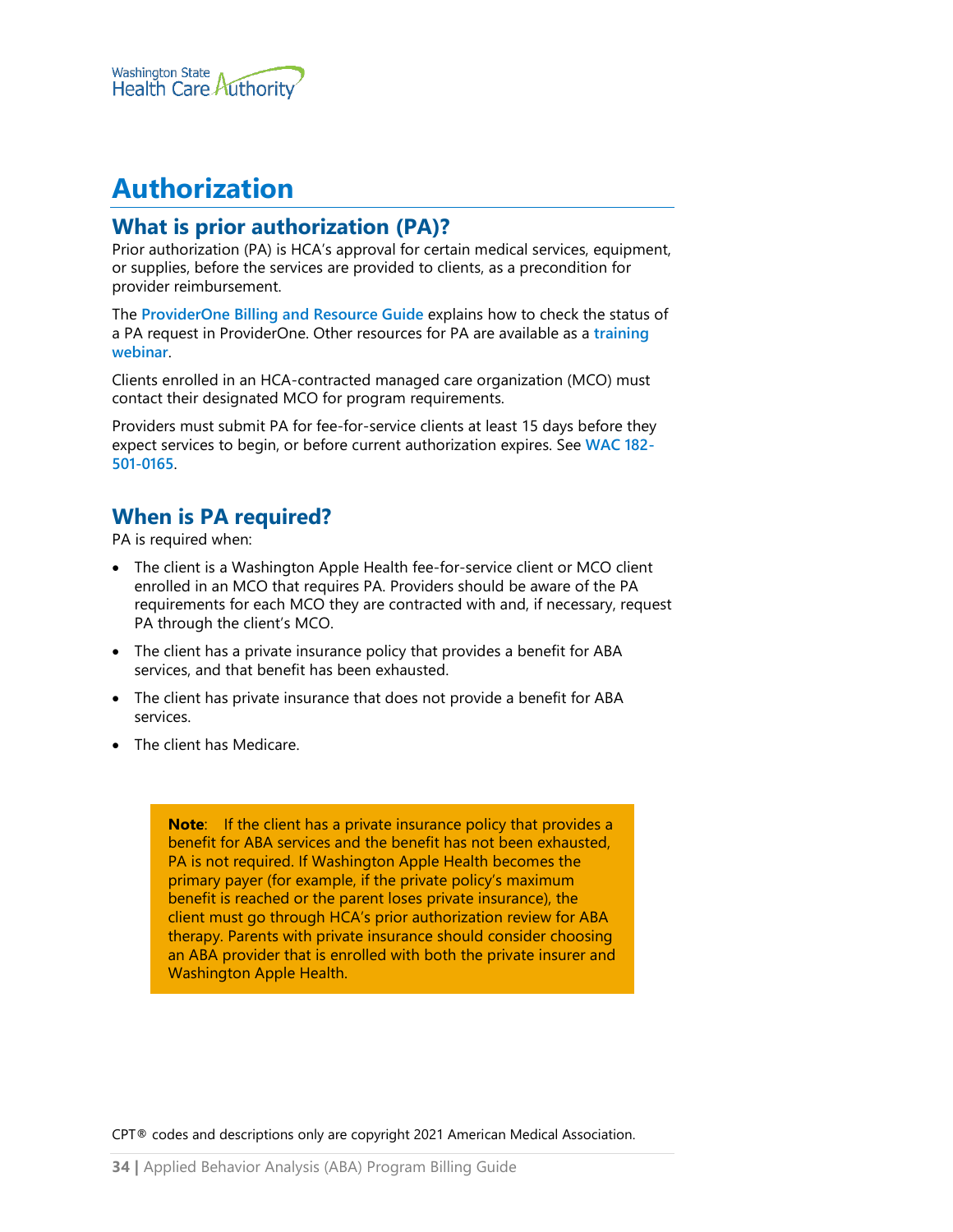# Authorization

## What is prior authorization (PA)?

Prior authorization (PA) is HCA's approval for certain medical services, equipment, or supplies, before the services are provided to clients, as a precondition for provider reimbursement.

The **ProviderOne Billing and Resource Guide** explains how to check the status of a PA request in ProviderOne. Other resources for PA are available as a **training webinar**.

Clients enrolled in an HCA-contracted managed care organization (MCO) must contact their designated MCO for program requirements.

Providers must submit PA for fee-for-service clients at least 15 days before they expect services to begin, or before current authorization expires. See **WAC 182-501-0165**.

## When is PA required?

PA is required when:

- The client is a Washington Apple Health fee-for-service client or MCO client enrolled in an MCO that requires PA. Providers should be aware of the PA requirements for each MCO they are contracted with and, if necessary, request PA through the client's MCO.
- The client has a private insurance policy that provides a benefit for ABA services, and that benefit has been exhausted.
- The client has private insurance that does not provide a benefit for ABA services.
- The client has Medicare.

> **Note**: If the client has a private insurance policy that provides a benefit for ABA services and the benefit has not been exhausted, PA is not required. If Washington Apple Health becomes the primary payer (for example, if the private policy's maximum benefit is reached or the parent loses private insurance), the client must go through HCA's prior authorization review for ABA therapy. Parents with private insurance should consider choosing an ABA provider that is enrolled with both the private insurer and Washington Apple Health.

CPT® codes and descriptions only are copyright 2021 American Medical Association.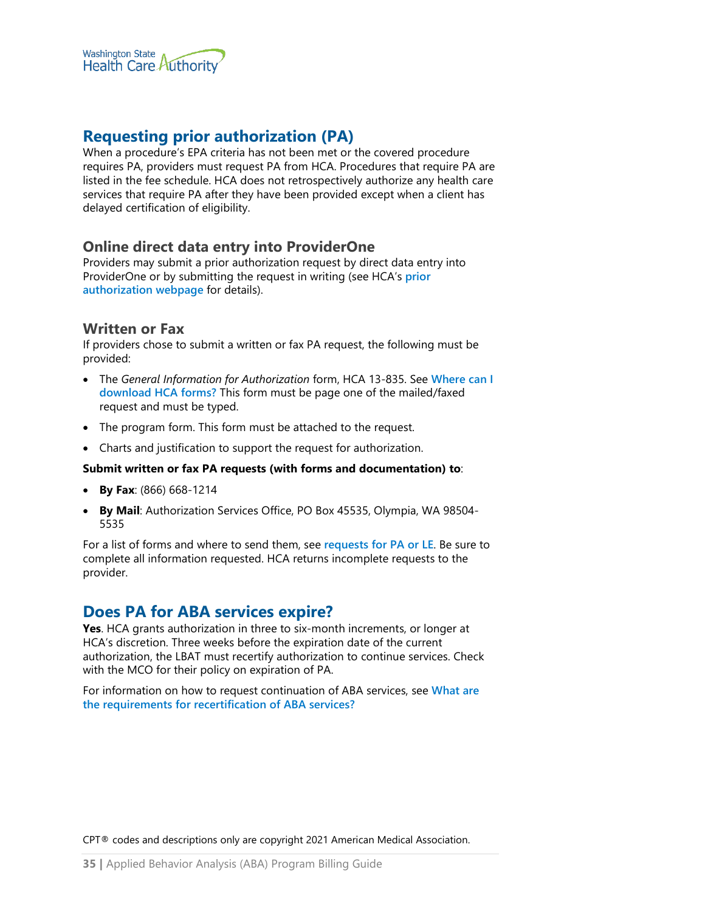## Requesting prior authorization (PA)

When a procedure's EPA criteria has not been met or the covered procedure requires PA, providers must request PA from HCA. Procedures that require PA are listed in the fee schedule. HCA does not retrospectively authorize any health care services that require PA after they have been provided except when a client has delayed certification of eligibility.

### Online direct data entry into ProviderOne

Providers may submit a prior authorization request by direct data entry into ProviderOne or by submitting the request in writing (see HCA's prior authorization webpage for details).

### Written or Fax

If providers chose to submit a written or fax PA request, the following must be provided:

- The *General Information for Authorization* form, HCA 13-835. See Where can I download HCA forms? This form must be page one of the mailed/faxed request and must be typed.
- The program form. This form must be attached to the request.
- Charts and justification to support the request for authorization.

**Submit written or fax PA requests (with forms and documentation) to**:

- **By Fax**: (866) 668-1214
- **By Mail**: Authorization Services Office, PO Box 45535, Olympia, WA 98504-5535

For a list of forms and where to send them, see requests for PA or LE. Be sure to complete all information requested. HCA returns incomplete requests to the provider.

## Does PA for ABA services expire?

**Yes**. HCA grants authorization in three to six-month increments, or longer at HCA's discretion. Three weeks before the expiration date of the current authorization, the LBAT must recertify authorization to continue services. Check with the MCO for their policy on expiration of PA.

For information on how to request continuation of ABA services, see What are the requirements for recertification of ABA services?

CPT® codes and descriptions only are copyright 2021 American Medical Association.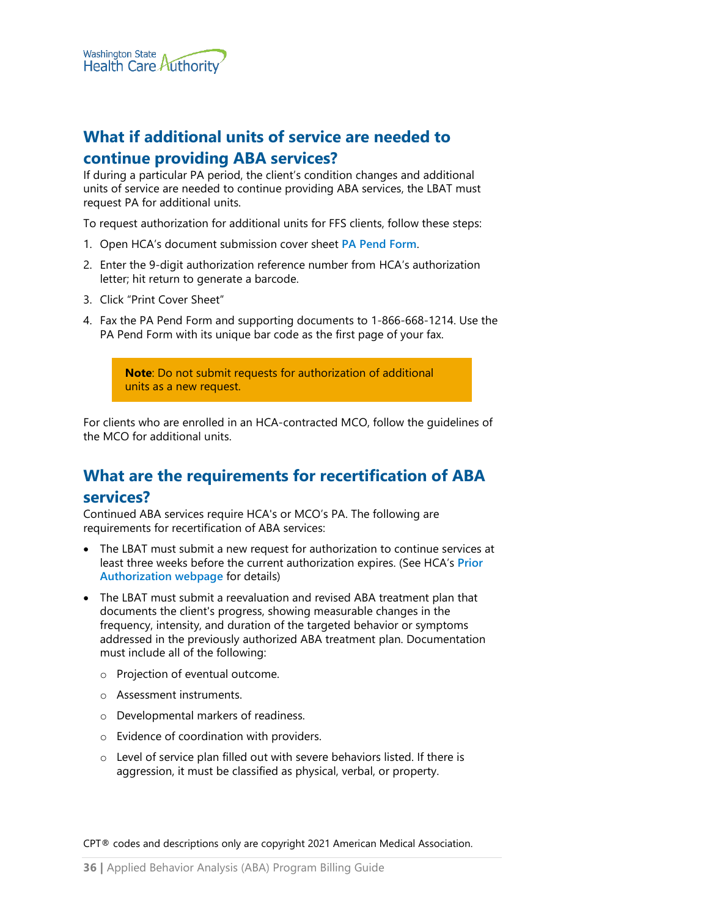## What if additional units of service are needed to continue providing ABA services?

If during a particular PA period, the client's condition changes and additional units of service are needed to continue providing ABA services, the LBAT must request PA for additional units.

To request authorization for additional units for FFS clients, follow these steps:

1. Open HCA's document submission cover sheet **PA Pend Form**.
2. Enter the 9-digit authorization reference number from HCA's authorization letter; hit return to generate a barcode.
3. Click "Print Cover Sheet"
4. Fax the PA Pend Form and supporting documents to 1-866-668-1214. Use the PA Pend Form with its unique bar code as the first page of your fax.

> **Note**: Do not submit requests for authorization of additional units as a new request.

For clients who are enrolled in an HCA-contracted MCO, follow the guidelines of the MCO for additional units.

## What are the requirements for recertification of ABA services?

Continued ABA services require HCA's or MCO's PA. The following are requirements for recertification of ABA services:

- The LBAT must submit a new request for authorization to continue services at least three weeks before the current authorization expires. (See HCA's **Prior Authorization webpage** for details)
- The LBAT must submit a reevaluation and revised ABA treatment plan that documents the client's progress, showing measurable changes in the frequency, intensity, and duration of the targeted behavior or symptoms addressed in the previously authorized ABA treatment plan. Documentation must include all of the following:
  - Projection of eventual outcome.
  - Assessment instruments.
  - Developmental markers of readiness.
  - Evidence of coordination with providers.
  - Level of service plan filled out with severe behaviors listed. If there is aggression, it must be classified as physical, verbal, or property.

CPT® codes and descriptions only are copyright 2021 American Medical Association.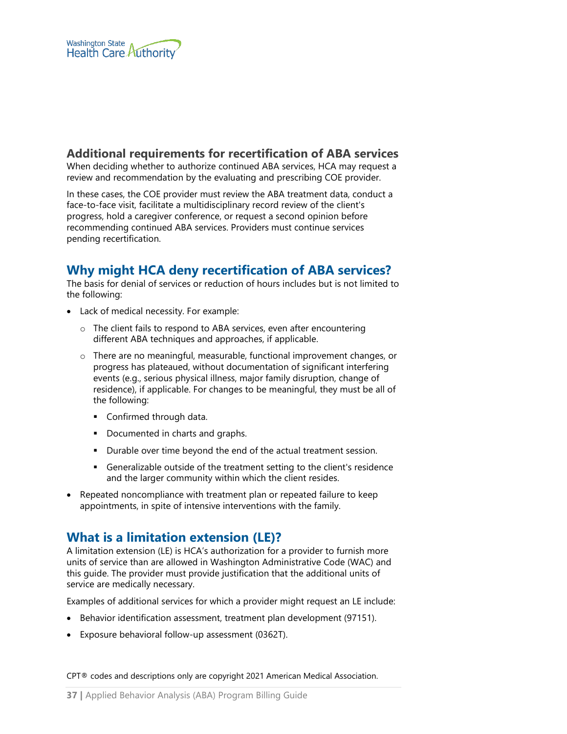### Additional requirements for recertification of ABA services

When deciding whether to authorize continued ABA services, HCA may request a review and recommendation by the evaluating and prescribing COE provider.

In these cases, the COE provider must review the ABA treatment data, conduct a face-to-face visit, facilitate a multidisciplinary record review of the client's progress, hold a caregiver conference, or request a second opinion before recommending continued ABA services. Providers must continue services pending recertification.

## Why might HCA deny recertification of ABA services?

The basis for denial of services or reduction of hours includes but is not limited to the following:

- Lack of medical necessity. For example:
  - The client fails to respond to ABA services, even after encountering different ABA techniques and approaches, if applicable.
  - There are no meaningful, measurable, functional improvement changes, or progress has plateaued, without documentation of significant interfering events (e.g., serious physical illness, major family disruption, change of residence), if applicable. For changes to be meaningful, they must be all of the following:
    - Confirmed through data.
    - Documented in charts and graphs.
    - Durable over time beyond the end of the actual treatment session.
    - Generalizable outside of the treatment setting to the client's residence and the larger community within which the client resides.
- Repeated noncompliance with treatment plan or repeated failure to keep appointments, in spite of intensive interventions with the family.

## What is a limitation extension (LE)?

A limitation extension (LE) is HCA's authorization for a provider to furnish more units of service than are allowed in Washington Administrative Code (WAC) and this guide. The provider must provide justification that the additional units of service are medically necessary.

Examples of additional services for which a provider might request an LE include:

- Behavior identification assessment, treatment plan development (97151).
- Exposure behavioral follow-up assessment (0362T).

CPT® codes and descriptions only are copyright 2021 American Medical Association.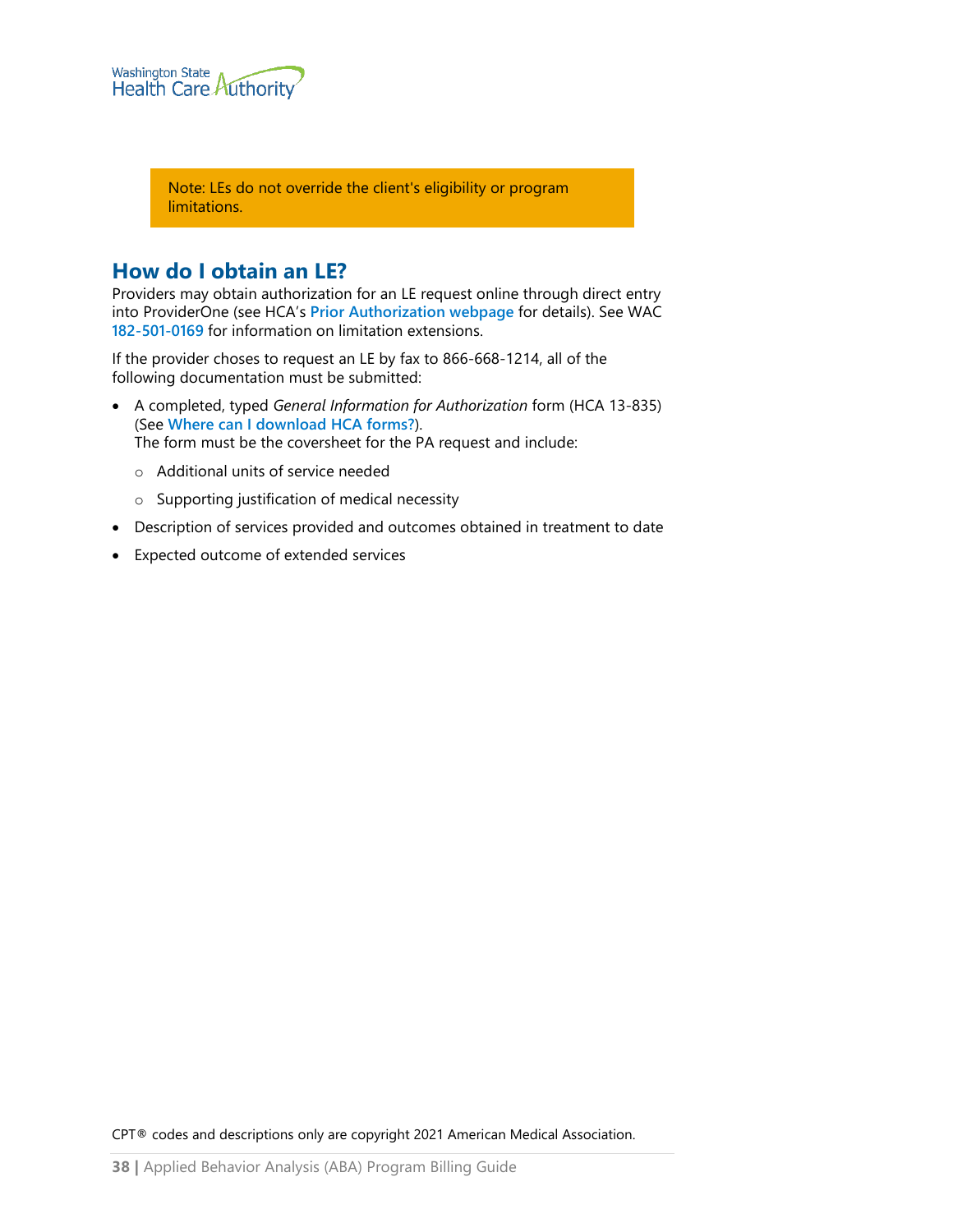> Note: LEs do not override the client's eligibility or program limitations.

## How do I obtain an LE?

Providers may obtain authorization for an LE request online through direct entry into ProviderOne (see HCA's **Prior Authorization webpage** for details). See WAC **182-501-0169** for information on limitation extensions.

If the provider choses to request an LE by fax to 866-668-1214, all of the following documentation must be submitted:

- A completed, typed *General Information for Authorization* form (HCA 13-835) (See **Where can I download HCA forms?**).
  The form must be the coversheet for the PA request and include:
  - Additional units of service needed
  - Supporting justification of medical necessity
- Description of services provided and outcomes obtained in treatment to date
- Expected outcome of extended services

CPT® codes and descriptions only are copyright 2021 American Medical Association.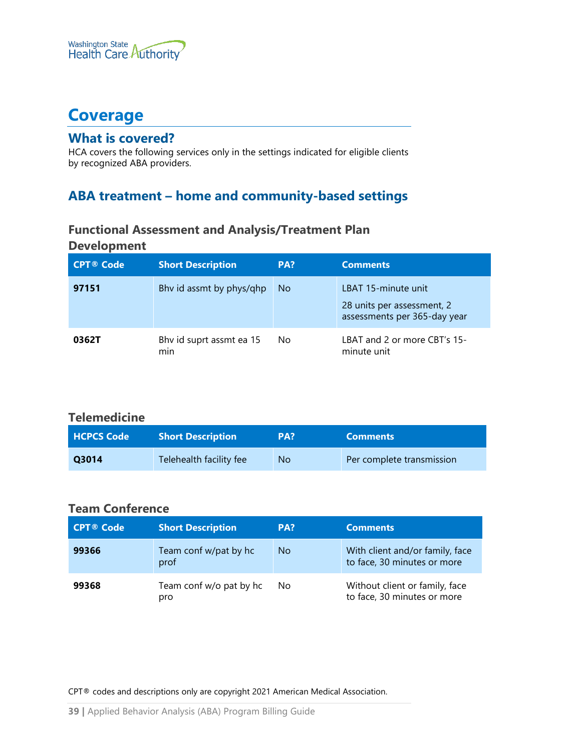# Coverage

## What is covered?

HCA covers the following services only in the settings indicated for eligible clients by recognized ABA providers.

## ABA treatment – home and community-based settings

### Functional Assessment and Analysis/Treatment Plan Development

| CPT® Code | Short Description | PA? | Comments |
|---|---|---|---|
| **97151** | Bhv id assmt by phys/qhp | No | LBAT 15-minute unit<br>28 units per assessment, 2 assessments per 365-day year |
| **0362T** | Bhv id suprt assmt ea 15 min | No | LBAT and 2 or more CBT's 15-minute unit |

### Telemedicine

| HCPCS Code | Short Description | PA? | Comments |
|---|---|---|---|
| **Q3014** | Telehealth facility fee | No | Per complete transmission |

### Team Conference

| CPT® Code | Short Description | PA? | Comments |
|---|---|---|---|
| **99366** | Team conf w/pat by hc prof | No | With client and/or family, face to face, 30 minutes or more |
| **99368** | Team conf w/o pat by hc pro | No | Without client or family, face to face, 30 minutes or more |

CPT® codes and descriptions only are copyright 2021 American Medical Association.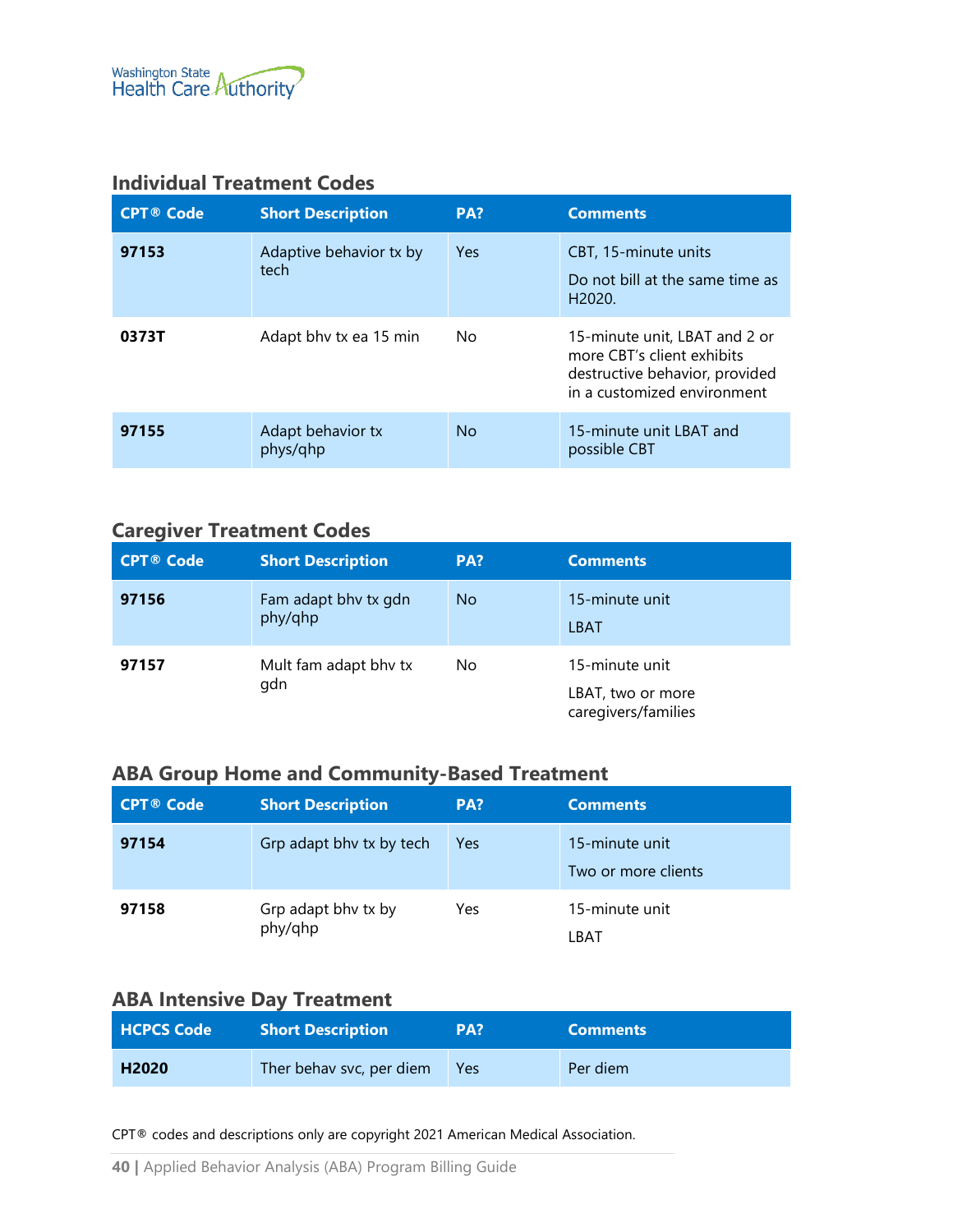## Individual Treatment Codes

| CPT® Code | Short Description | PA? | Comments |
|---|---|---|---|
| **97153** | Adaptive behavior tx by tech | Yes | CBT, 15-minute units<br><br>Do not bill at the same time as H2020. |
| **0373T** | Adapt bhv tx ea 15 min | No | 15-minute unit, LBAT and 2 or more CBT's client exhibits destructive behavior, provided in a customized environment |
| **97155** | Adapt behavior tx phys/qhp | No | 15-minute unit LBAT and possible CBT |

## Caregiver Treatment Codes

| CPT® Code | Short Description | PA? | Comments |
|---|---|---|---|
| **97156** | Fam adapt bhv tx gdn phy/qhp | No | 15-minute unit<br><br>LBAT |
| **97157** | Mult fam adapt bhv tx gdn | No | 15-minute unit<br><br>LBAT, two or more caregivers/families |

## ABA Group Home and Community-Based Treatment

| CPT® Code | Short Description | PA? | Comments |
|---|---|---|---|
| **97154** | Grp adapt bhv tx by tech | Yes | 15-minute unit<br><br>Two or more clients |
| **97158** | Grp adapt bhv tx by phy/qhp | Yes | 15-minute unit<br><br>LBAT |

## ABA Intensive Day Treatment

| HCPCS Code | Short Description | PA? | Comments |
|---|---|---|---|
| **H2020** | Ther behav svc, per diem | Yes | Per diem |

CPT® codes and descriptions only are copyright 2021 American Medical Association.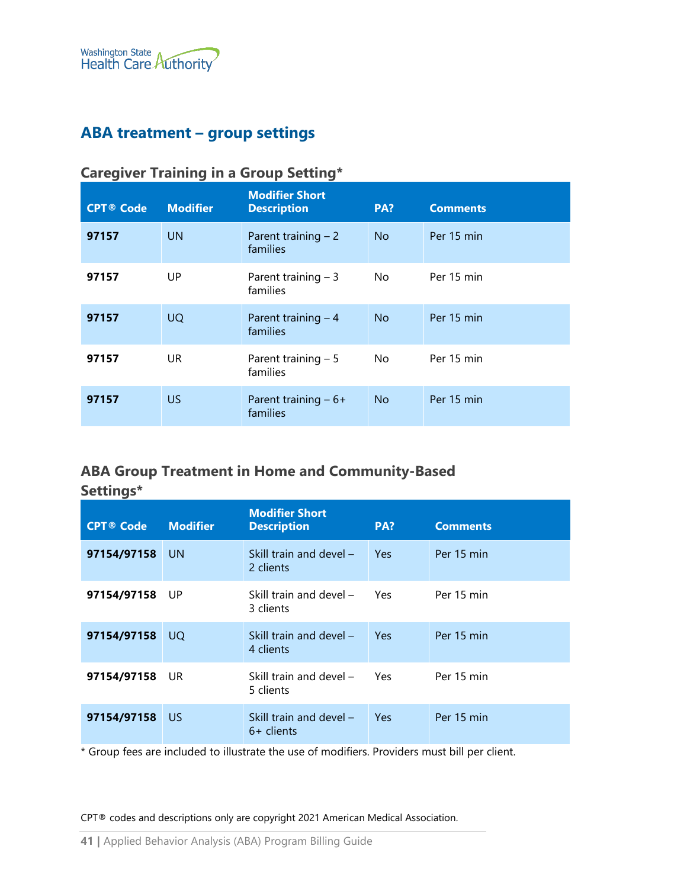## ABA treatment – group settings

### Caregiver Training in a Group Setting*

| CPT® Code | Modifier | Modifier Short Description | PA? | Comments |
|---|---|---|---|---|
| **97157** | UN | Parent training – 2 families | No | Per 15 min |
| **97157** | UP | Parent training – 3 families | No | Per 15 min |
| **97157** | UQ | Parent training – 4 families | No | Per 15 min |
| **97157** | UR | Parent training – 5 families | No | Per 15 min |
| **97157** | US | Parent training – 6+ families | No | Per 15 min |

### ABA Group Treatment in Home and Community-Based Settings*

| CPT® Code | Modifier | Modifier Short Description | PA? | Comments |
|---|---|---|---|---|
| **97154/97158** | UN | Skill train and devel – 2 clients | Yes | Per 15 min |
| **97154/97158** | UP | Skill train and devel – 3 clients | Yes | Per 15 min |
| **97154/97158** | UQ | Skill train and devel – 4 clients | Yes | Per 15 min |
| **97154/97158** | UR | Skill train and devel – 5 clients | Yes | Per 15 min |
| **97154/97158** | US | Skill train and devel – 6+ clients | Yes | Per 15 min |

* Group fees are included to illustrate the use of modifiers. Providers must bill per client.

CPT® codes and descriptions only are copyright 2021 American Medical Association.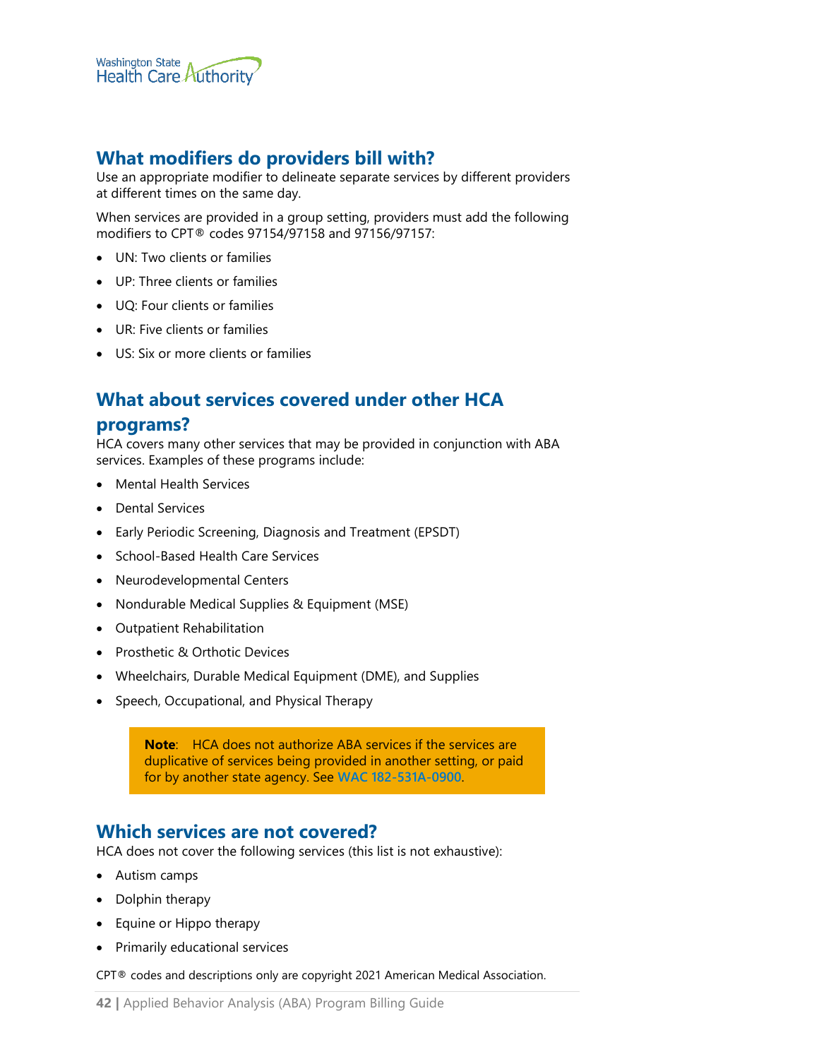## What modifiers do providers bill with?

Use an appropriate modifier to delineate separate services by different providers at different times on the same day.

When services are provided in a group setting, providers must add the following modifiers to CPT® codes 97154/97158 and 97156/97157:

- UN: Two clients or families
- UP: Three clients or families
- UQ: Four clients or families
- UR: Five clients or families
- US: Six or more clients or families

## What about services covered under other HCA programs?

HCA covers many other services that may be provided in conjunction with ABA services. Examples of these programs include:

- Mental Health Services
- Dental Services
- Early Periodic Screening, Diagnosis and Treatment (EPSDT)
- School-Based Health Care Services
- Neurodevelopmental Centers
- Nondurable Medical Supplies & Equipment (MSE)
- Outpatient Rehabilitation
- Prosthetic & Orthotic Devices
- Wheelchairs, Durable Medical Equipment (DME), and Supplies
- Speech, Occupational, and Physical Therapy

> **Note**: HCA does not authorize ABA services if the services are duplicative of services being provided in another setting, or paid for by another state agency. See WAC 182-531A-0900.

## Which services are not covered?

HCA does not cover the following services (this list is not exhaustive):

- Autism camps
- Dolphin therapy
- Equine or Hippo therapy
- Primarily educational services

CPT® codes and descriptions only are copyright 2021 American Medical Association.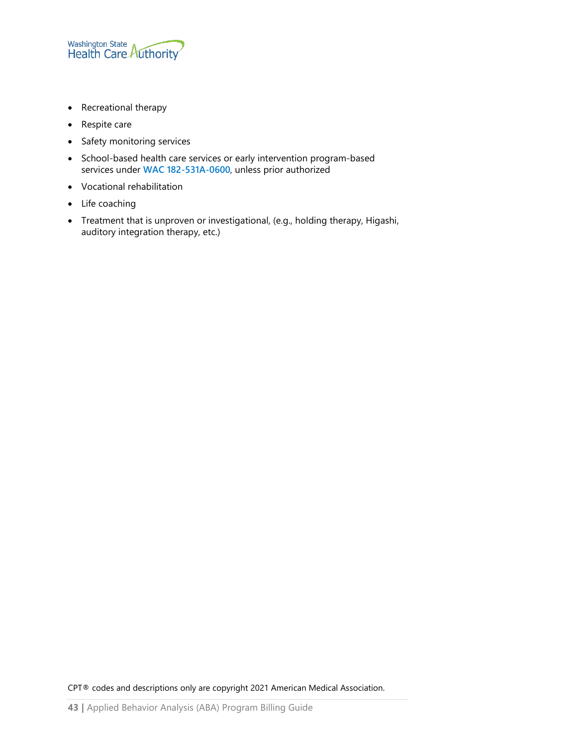- Recreational therapy
- Respite care
- Safety monitoring services
- School-based health care services or early intervention program-based services under **WAC 182-531A-0600**, unless prior authorized
- Vocational rehabilitation
- Life coaching
- Treatment that is unproven or investigational, (e.g., holding therapy, Higashi, auditory integration therapy, etc.)

CPT® codes and descriptions only are copyright 2021 American Medical Association.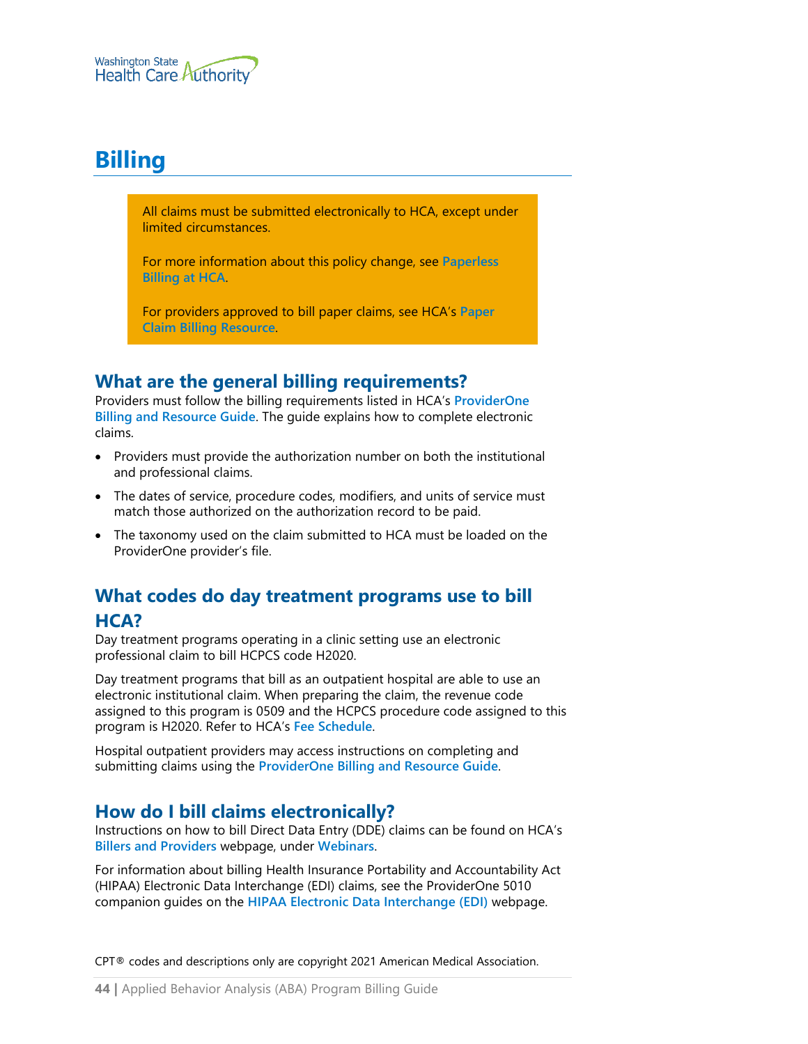# Billing

> All claims must be submitted electronically to HCA, except under limited circumstances.
>
> For more information about this policy change, see **Paperless Billing at HCA**.
>
> For providers approved to bill paper claims, see HCA's **Paper Claim Billing Resource**.

## What are the general billing requirements?

Providers must follow the billing requirements listed in HCA's **ProviderOne Billing and Resource Guide**. The guide explains how to complete electronic claims.

- Providers must provide the authorization number on both the institutional and professional claims.
- The dates of service, procedure codes, modifiers, and units of service must match those authorized on the authorization record to be paid.
- The taxonomy used on the claim submitted to HCA must be loaded on the ProviderOne provider's file.

## What codes do day treatment programs use to bill HCA?

Day treatment programs operating in a clinic setting use an electronic professional claim to bill HCPCS code H2020.

Day treatment programs that bill as an outpatient hospital are able to use an electronic institutional claim. When preparing the claim, the revenue code assigned to this program is 0509 and the HCPCS procedure code assigned to this program is H2020. Refer to HCA's **Fee Schedule**.

Hospital outpatient providers may access instructions on completing and submitting claims using the **ProviderOne Billing and Resource Guide**.

## How do I bill claims electronically?

Instructions on how to bill Direct Data Entry (DDE) claims can be found on HCA's **Billers and Providers** webpage, under **Webinars**.

For information about billing Health Insurance Portability and Accountability Act (HIPAA) Electronic Data Interchange (EDI) claims, see the ProviderOne 5010 companion guides on the **HIPAA Electronic Data Interchange (EDI)** webpage.

CPT® codes and descriptions only are copyright 2021 American Medical Association.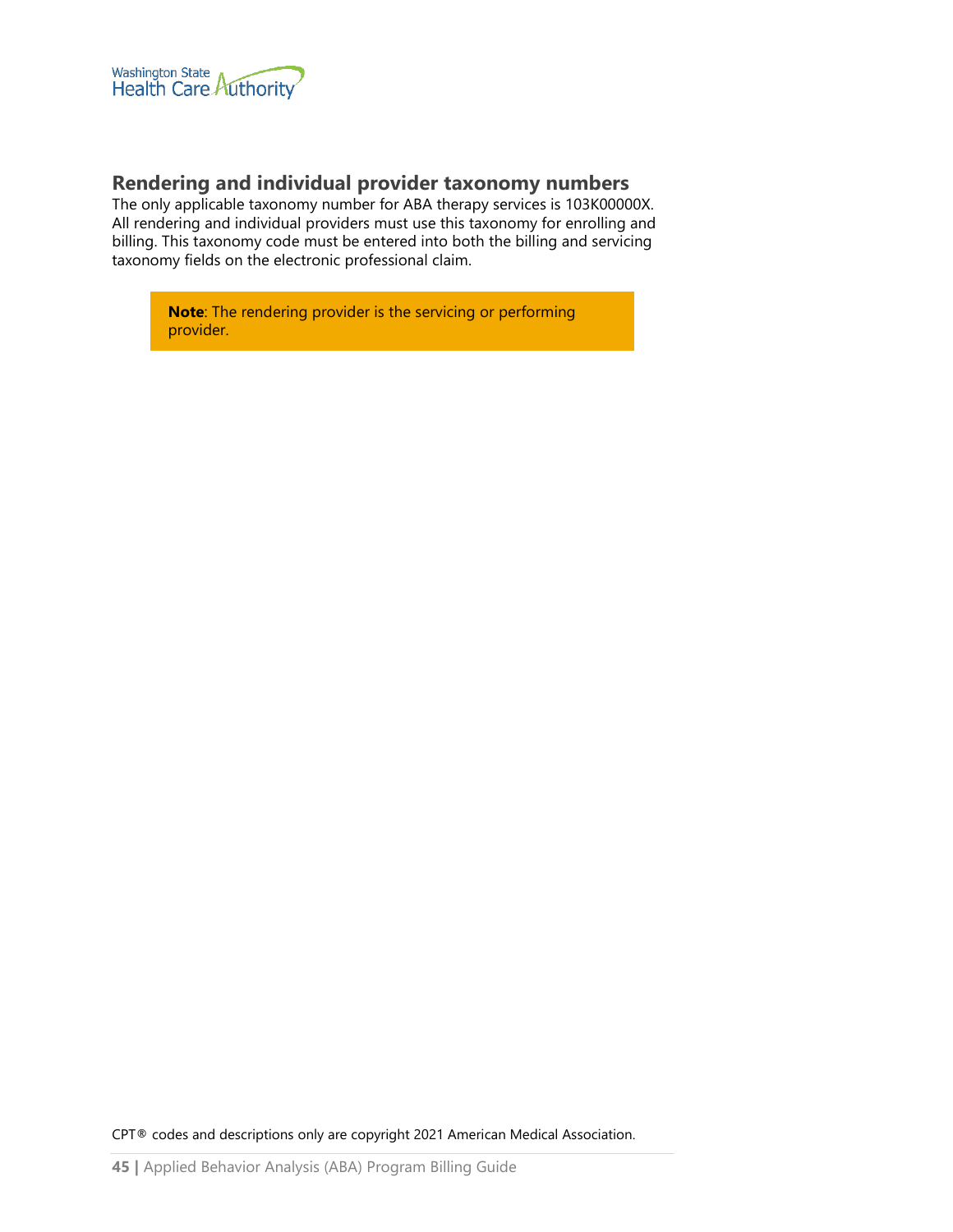## Rendering and individual provider taxonomy numbers

The only applicable taxonomy number for ABA therapy services is 103K00000X. All rendering and individual providers must use this taxonomy for enrolling and billing. This taxonomy code must be entered into both the billing and servicing taxonomy fields on the electronic professional claim.

> **Note**: The rendering provider is the servicing or performing provider.

CPT® codes and descriptions only are copyright 2021 American Medical Association.